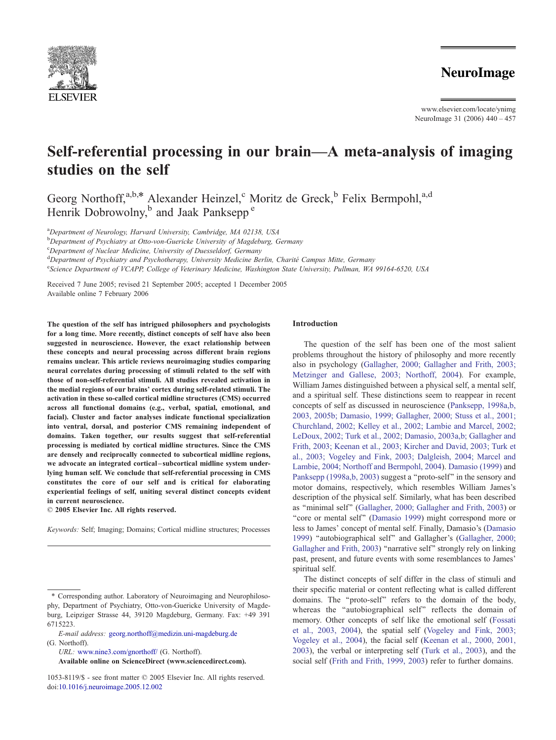# Self-referential processing in our brain—A meta-analysis of imaging studies on the self

Georg Northoff,[a,b,*] Alexander Heinzel,[c] Moritz de Greck,[b] Felix Bermpohl,[a,d] Henrik Dobrowolny,[b] and Jaak Panksepp[e]

[a]Department of Neurology, Harvard University, Cambridge, MA 02138, USA
[b]Department of Psychiatry at Otto-von-Guericke University of Magdeburg, Germany
[c]Department of Nuclear Medicine, University of Duesseldorf, Germany
[d]Department of Psychiatry and Psychotherapy, University Medicine Berlin, Charité Campus Mitte, Germany
[e]Science Department of VCAPP, College of Veterinary Medicine, Washington State University, Pullman, WA 99164-6520, USA

Received 7 June 2005; revised 21 September 2005; accepted 1 December 2005
Available online 7 February 2006

**The question of the self has intrigued philosophers and psychologists for a long time. More recently, distinct concepts of self have also been suggested in neuroscience. However, the exact relationship between these concepts and neural processing across different brain regions remains unclear. This article reviews neuroimaging studies comparing neural correlates during processing of stimuli related to the self with those of non-self-referential stimuli. All studies revealed activation in the medial regions of our brains' cortex during self-related stimuli. The activation in these so-called cortical midline structures (CMS) occurred across all functional domains (e.g., verbal, spatial, emotional, and facial). Cluster and factor analyses indicate functional specialization into ventral, dorsal, and posterior CMS remaining independent of domains. Taken together, our results suggest that self-referential processing is mediated by cortical midline structures. Since the CMS are densely and reciprocally connected to subcortical midline regions, we advocate an integrated cortical–subcortical midline system underlying human self. We conclude that self-referential processing in CMS constitutes the core of our self and is critical for elaborating experiential feelings of self, uniting several distinct concepts evident in current neuroscience.**
**© 2005 Elsevier Inc. All rights reserved.**

*Keywords:* Self; Imaging; Domains; Cortical midline structures; Processes

\* Corresponding author. Laboratory of Neuroimaging and Neurophilosophy, Department of Psychiatry, Otto-von-Guericke University of Magdeburg, Leipziger Strasse 44, 39120 Magdeburg, Germany. Fax: +49 391 6715223.

*E-mail address:* georg.northoff@medizin.uni-magdeburg.de (G. Northoff).

*URL:* www.nine3.com/gnorthoff/ (G. Northoff).

**Available online on ScienceDirect (www.sciencedirect.com).**

1053-8119/$ - see front matter © 2005 Elsevier Inc. All rights reserved.
doi:10.1016/j.neuroimage.2005.12.002

## Introduction

The question of the self has been one of the most salient problems throughout the history of philosophy and more recently also in psychology (Gallagher, 2000; Gallagher and Frith, 2003; Metzinger and Gallese, 2003; Northoff, 2004). For example, William James distinguished between a physical self, a mental self, and a spiritual self. These distinctions seem to reappear in recent concepts of self as discussed in neuroscience (Panksepp, 1998a,b, 2003, 2005b; Damasio, 1999; Gallagher, 2000; Stuss et al., 2001; Churchland, 2002; Kelley et al., 2002; Lambie and Marcel, 2002; LeDoux, 2002; Turk et al., 2002; Damasio, 2003a,b; Gallagher and Frith, 2003; Keenan et al., 2003; Kircher and David, 2003; Turk et al., 2003; Vogeley and Fink, 2003; Dalgleish, 2004; Marcel and Lambie, 2004; Northoff and Bermpohl, 2004). Damasio (1999) and Panksepp (1998a,b, 2003) suggest a "proto-self" in the sensory and motor domains, respectively, which resembles William James's description of the physical self. Similarly, what has been described as "minimal self" (Gallagher, 2000; Gallagher and Frith, 2003) or "core or mental self" (Damasio 1999) might correspond more or less to James' concept of mental self. Finally, Damasio's (Damasio 1999) "autobiographical self" and Gallagher's (Gallagher, 2000; Gallagher and Frith, 2003) "narrative self" strongly rely on linking past, present, and future events with some resemblances to James' spiritual self.

The distinct concepts of self differ in the class of stimuli and their specific material or content reflecting what is called different domains. The "proto-self" refers to the domain of the body, whereas the "autobiographical self" reflects the domain of memory. Other concepts of self like the emotional self (Fossati et al., 2003, 2004), the spatial self (Vogeley and Fink, 2003; Vogeley et al., 2004), the facial self (Keenan et al., 2000, 2001, 2003), the verbal or interpreting self (Turk et al., 2003), and the social self (Frith and Frith, 1999, 2003) refer to further domains.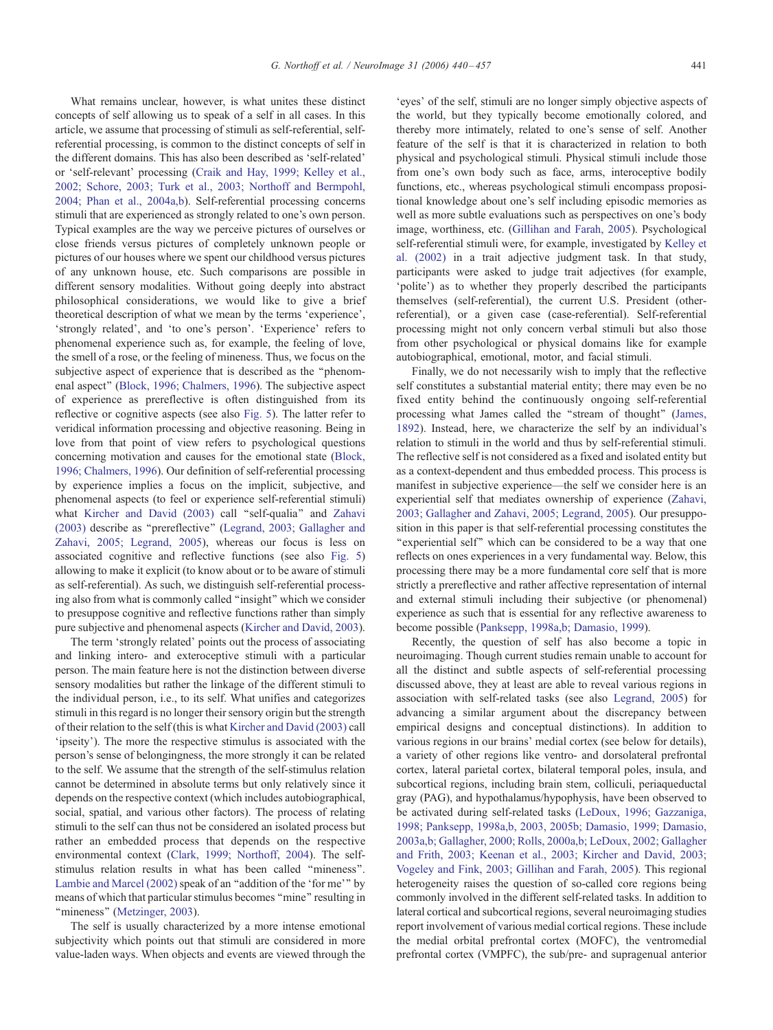What remains unclear, however, is what unites these distinct concepts of self allowing us to speak of a self in all cases. In this article, we assume that processing of stimuli as self-referential, self-referential processing, is common to the distinct concepts of self in the different domains. This has also been described as 'self-related' or 'self-relevant' processing (Craik and Hay, 1999; Kelley et al., 2002; Schore, 2003; Turk et al., 2003; Northoff and Bermpohl, 2004; Phan et al., 2004a,b). Self-referential processing concerns stimuli that are experienced as strongly related to one's own person. Typical examples are the way we perceive pictures of ourselves or close friends versus pictures of completely unknown people or pictures of our houses where we spent our childhood versus pictures of any unknown house, etc. Such comparisons are possible in different sensory modalities. Without going deeply into abstract philosophical considerations, we would like to give a brief theoretical description of what we mean by the terms 'experience', 'strongly related', and 'to one's person'. 'Experience' refers to phenomenal experience such as, for example, the feeling of love, the smell of a rose, or the feeling of mineness. Thus, we focus on the subjective aspect of experience that is described as the "phenomenal aspect" (Block, 1996; Chalmers, 1996). The subjective aspect of experience as prereflective is often distinguished from its reflective or cognitive aspects (see also Fig. 5). The latter refer to veridical information processing and objective reasoning. Being in love from that point of view refers to psychological questions concerning motivation and causes for the emotional state (Block, 1996; Chalmers, 1996). Our definition of self-referential processing by experience implies a focus on the implicit, subjective, and phenomenal aspects (to feel or experience self-referential stimuli) what Kircher and David (2003) call "self-qualia" and Zahavi (2003) describe as "prereflective" (Legrand, 2003; Gallagher and Zahavi, 2005; Legrand, 2005), whereas our focus is less on associated cognitive and reflective functions (see also Fig. 5) allowing to make it explicit (to know about or to be aware of stimuli as self-referential). As such, we distinguish self-referential processing also from what is commonly called "insight" which we consider to presuppose cognitive and reflective functions rather than simply pure subjective and phenomenal aspects (Kircher and David, 2003).

The term 'strongly related' points out the process of associating and linking intero- and exteroceptive stimuli with a particular person. The main feature here is not the distinction between diverse sensory modalities but rather the linkage of the different stimuli to the individual person, i.e., to its self. What unifies and categorizes stimuli in this regard is no longer their sensory origin but the strength of their relation to the self (this is what Kircher and David (2003) call 'ipseity'). The more the respective stimulus is associated with the person's sense of belongingness, the more strongly it can be related to the self. We assume that the strength of the self-stimulus relation cannot be determined in absolute terms but only relatively since it depends on the respective context (which includes autobiographical, social, spatial, and various other factors). The process of relating stimuli to the self can thus not be considered an isolated process but rather an embedded process that depends on the respective environmental context (Clark, 1999; Northoff, 2004). The self-stimulus relation results in what has been called "mineness". Lambie and Marcel (2002) speak of an "addition of the 'for me'" by means of which that particular stimulus becomes "mine" resulting in "mineness" (Metzinger, 2003).

The self is usually characterized by a more intense emotional subjectivity which points out that stimuli are considered in more value-laden ways. When objects and events are viewed through the 'eyes' of the self, stimuli are no longer simply objective aspects of the world, but they typically become emotionally colored, and thereby more intimately, related to one's sense of self. Another feature of the self is that it is characterized in relation to both physical and psychological stimuli. Physical stimuli include those from one's own body such as face, arms, interoceptive bodily functions, etc., whereas psychological stimuli encompass propositional knowledge about one's self including episodic memories as well as more subtle evaluations such as perspectives on one's body image, worthiness, etc. (Gillihan and Farah, 2005). Psychological self-referential stimuli were, for example, investigated by Kelley et al. (2002) in a trait adjective judgment task. In that study, participants were asked to judge trait adjectives (for example, 'polite') as to whether they properly described the participants themselves (self-referential), the current U.S. President (other-referential), or a given case (case-referential). Self-referential processing might not only concern verbal stimuli but also those from other psychological or physical domains like for example autobiographical, emotional, motor, and facial stimuli.

Finally, we do not necessarily wish to imply that the reflective self constitutes a substantial material entity; there may even be no fixed entity behind the continuously ongoing self-referential processing what James called the "stream of thought" (James, 1892). Instead, here, we characterize the self by an individual's relation to stimuli in the world and thus by self-referential stimuli. The reflective self is not considered as a fixed and isolated entity but as a context-dependent and thus embedded process. This process is manifest in subjective experience—the self we consider here is an experiential self that mediates ownership of experience (Zahavi, 2003; Gallagher and Zahavi, 2005; Legrand, 2005). Our presupposition in this paper is that self-referential processing constitutes the "experiential self" which can be considered to be a way that one reflects on ones experiences in a very fundamental way. Below, this processing there may be a more fundamental core self that is more strictly a prereflective and rather affective representation of internal and external stimuli including their subjective (or phenomenal) experience as such that is essential for any reflective awareness to become possible (Panksepp, 1998a,b; Damasio, 1999).

Recently, the question of self has also become a topic in neuroimaging. Though current studies remain unable to account for all the distinct and subtle aspects of self-referential processing discussed above, they at least are able to reveal various regions in association with self-related tasks (see also Legrand, 2005) for advancing a similar argument about the discrepancy between empirical designs and conceptual distinctions). In addition to various regions in our brains' medial cortex (see below for details), a variety of other regions like ventro- and dorsolateral prefrontal cortex, lateral parietal cortex, bilateral temporal poles, insula, and subcortical regions, including brain stem, colliculi, periaqueductal gray (PAG), and hypothalamus/hypophysis, have been observed to be activated during self-related tasks (LeDoux, 1996; Gazzaniga, 1998; Panksepp, 1998a,b, 2003, 2005b; Damasio, 1999; Damasio, 2003a,b; Gallagher, 2000; Rolls, 2000a,b; LeDoux, 2002; Gallagher and Frith, 2003; Keenan et al., 2003; Kircher and David, 2003; Vogeley and Fink, 2003; Gillihan and Farah, 2005). This regional heterogeneity raises the question of so-called core regions being commonly involved in the different self-related tasks. In addition to lateral cortical and subcortical regions, several neuroimaging studies report involvement of various medial cortical regions. These include the medial orbital prefrontal cortex (MOFC), the ventromedial prefrontal cortex (VMPFC), the sub/pre- and supragenual anterior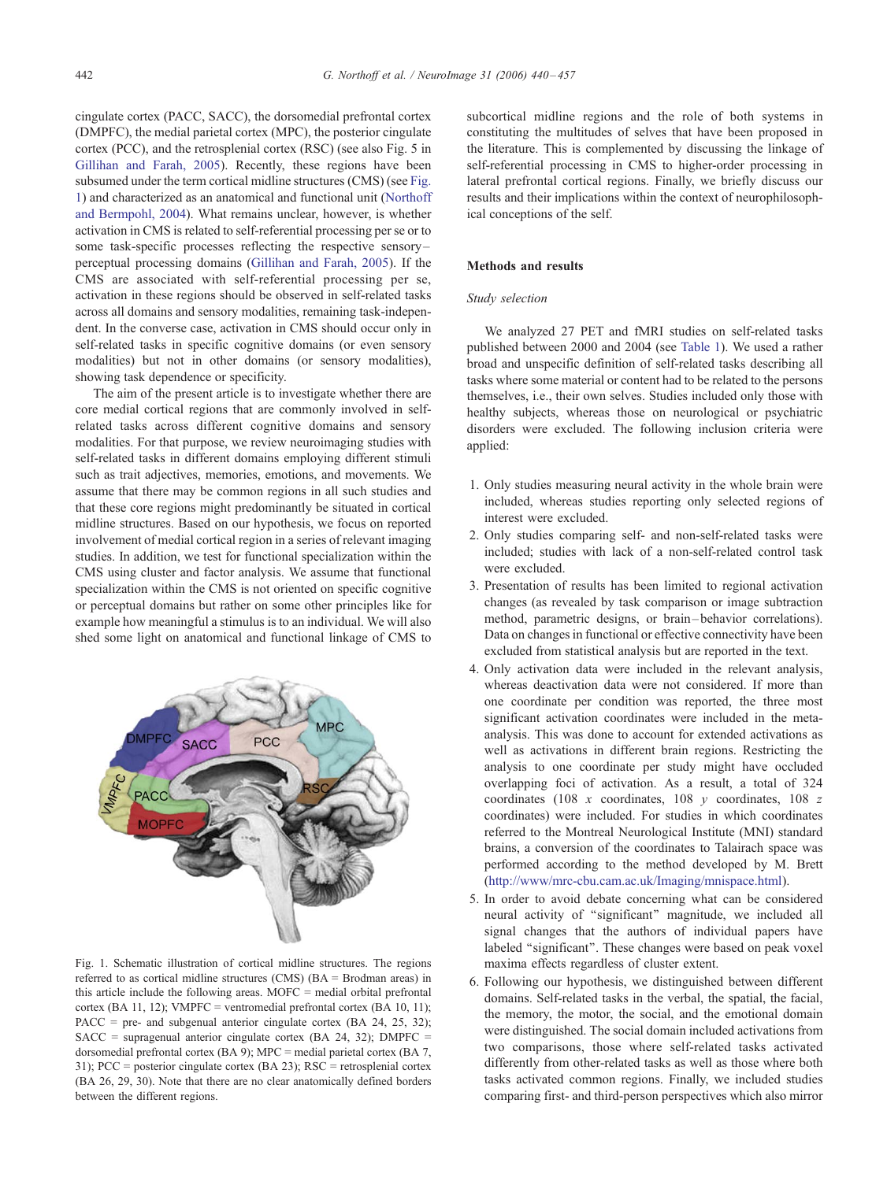cingulate cortex (PACC, SACC), the dorsomedial prefrontal cortex (DMPFC), the medial parietal cortex (MPC), the posterior cingulate cortex (PCC), and the retrosplenial cortex (RSC) (see also Fig. 5 in Gillihan and Farah, 2005). Recently, these regions have been subsumed under the term cortical midline structures (CMS) (see Fig. 1) and characterized as an anatomical and functional unit (Northoff and Bermpohl, 2004). What remains unclear, however, is whether activation in CMS is related to self-referential processing per se or to some task-specific processes reflecting the respective sensory–perceptual processing domains (Gillihan and Farah, 2005). If the CMS are associated with self-referential processing per se, activation in these regions should be observed in self-related tasks across all domains and sensory modalities, remaining task-independent. In the converse case, activation in CMS should occur only in self-related tasks in specific cognitive domains (or even sensory modalities) but not in other domains (or sensory modalities), showing task dependence or specificity.

The aim of the present article is to investigate whether there are core medial cortical regions that are commonly involved in self-related tasks across different cognitive domains and sensory modalities. For that purpose, we review neuroimaging studies with self-related tasks in different domains employing different stimuli such as trait adjectives, memories, emotions, and movements. We assume that there may be common regions in all such studies and that these core regions might predominantly be situated in cortical midline structures. Based on our hypothesis, we focus on reported involvement of medial cortical region in a series of relevant imaging studies. In addition, we test for functional specialization within the CMS using cluster and factor analysis. We assume that functional specialization within the CMS is not oriented on specific cognitive or perceptual domains but rather on some other principles like for example how meaningful a stimulus is to an individual. We will also shed some light on anatomical and functional linkage of CMS to subcortical midline regions and the role of both systems in constituting the multitudes of selves that have been proposed in the literature. This is complemented by discussing the linkage of self-referential processing in CMS to higher-order processing in lateral prefrontal cortical regions. Finally, we briefly discuss our results and their implications within the context of neurophilosophical conceptions of the self.

Fig. 1. Schematic illustration of cortical midline structures. The regions referred to as cortical midline structures (CMS) (BA = Brodman areas) in this article include the following areas. MOFC = medial orbital prefrontal cortex (BA 11, 12); VMPFC = ventromedial prefrontal cortex (BA 10, 11); PACC = pre- and subgenual anterior cingulate cortex (BA 24, 25, 32); SACC = supragenual anterior cingulate cortex (BA 24, 32); DMPFC = dorsomedial prefrontal cortex (BA 9); MPC = medial parietal cortex (BA 7, 31); PCC = posterior cingulate cortex (BA 23); RSC = retrosplenial cortex (BA 26, 29, 30). Note that there are no clear anatomically defined borders between the different regions.

## Methods and results

### *Study selection*

We analyzed 27 PET and fMRI studies on self-related tasks published between 2000 and 2004 (see Table 1). We used a rather broad and unspecific definition of self-related tasks describing all tasks where some material or content had to be related to the persons themselves, i.e., their own selves. Studies included only those with healthy subjects, whereas those on neurological or psychiatric disorders were excluded. The following inclusion criteria were applied:

1. Only studies measuring neural activity in the whole brain were included, whereas studies reporting only selected regions of interest were excluded.
2. Only studies comparing self- and non-self-related tasks were included; studies with lack of a non-self-related control task were excluded.
3. Presentation of results has been limited to regional activation changes (as revealed by task comparison or image subtraction method, parametric designs, or brain–behavior correlations). Data on changes in functional or effective connectivity have been excluded from statistical analysis but are reported in the text.
4. Only activation data were included in the relevant analysis, whereas deactivation data were not considered. If more than one coordinate per condition was reported, the three most significant activation coordinates were included in the meta-analysis. This was done to account for extended activations as well as activations in different brain regions. Restricting the analysis to one coordinate per study might have occluded overlapping foci of activation. As a result, a total of 324 coordinates (108 *x* coordinates, 108 *y* coordinates, 108 *z* coordinates) were included. For studies in which coordinates referred to the Montreal Neurological Institute (MNI) standard brains, a conversion of the coordinates to Talairach space was performed according to the method developed by M. Brett (http://www/mrc-cbu.cam.ac.uk/Imaging/mnispace.html).
5. In order to avoid debate concerning what can be considered neural activity of "significant" magnitude, we included all signal changes that the authors of individual papers have labeled "significant". These changes were based on peak voxel maxima effects regardless of cluster extent.
6. Following our hypothesis, we distinguished between different domains. Self-related tasks in the verbal, the spatial, the facial, the memory, the motor, the social, and the emotional domain were distinguished. The social domain included activations from two comparisons, those where self-related tasks activated differently from other-related tasks as well as those where both tasks activated common regions. Finally, we included studies comparing first- and third-person perspectives which also mirror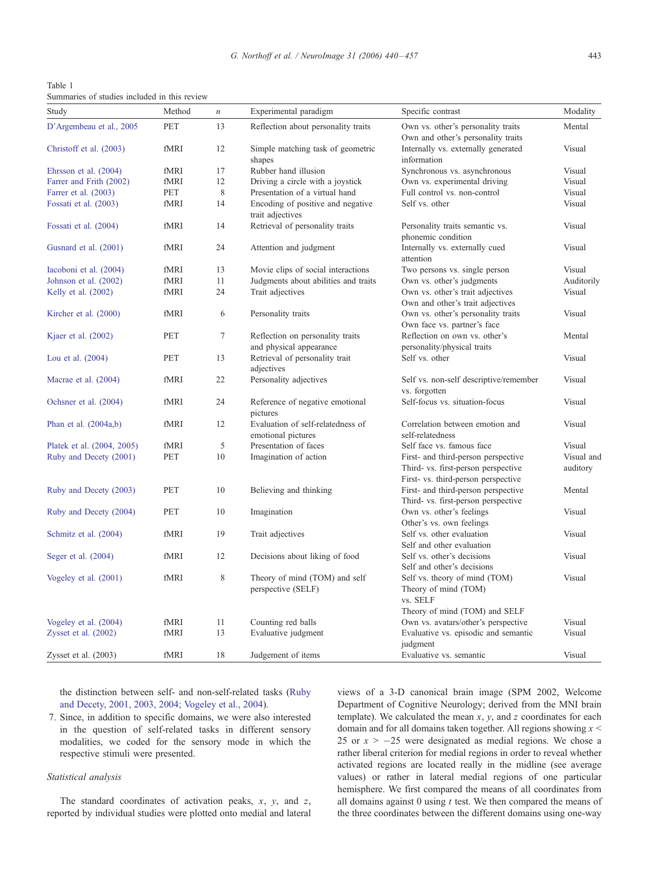Table 1
Summaries of studies included in this review

| Study | Method | n | Experimental paradigm | Specific contrast | Modality |
|---|---|---|---|---|---|
| D'Argembeau et al., 2005 | PET | 13 | Reflection about personality traits | Own vs. other's personality traits<br>Own and other's personality traits | Mental |
| Christoff et al. (2003) | fMRI | 12 | Simple matching task of geometric shapes | Internally vs. externally generated information | Visual |
| Ehrsson et al. (2004) | fMRI | 17 | Rubber hand illusion | Synchronous vs. asynchronous | Visual |
| Farrer and Frith (2002) | fMRI | 12 | Driving a circle with a joystick | Own vs. experimental driving | Visual |
| Farrer et al. (2003) | PET | 8 | Presentation of a virtual hand | Full control vs. non-control | Visual |
| Fossati et al. (2003) | fMRI | 14 | Encoding of positive and negative trait adjectives | Self vs. other | Visual |
| Fossati et al. (2004) | fMRI | 14 | Retrieval of personality traits | Personality traits semantic vs. phonemic condition | Visual |
| Gusnard et al. (2001) | fMRI | 24 | Attention and judgment | Internally vs. externally cued attention | Visual |
| Iacoboni et al. (2004) | fMRI | 13 | Movie clips of social interactions | Two persons vs. single person | Visual |
| Johnson et al. (2002) | fMRI | 11 | Judgments about abilities and traits | Own vs. other's judgments | Auditorily |
| Kelly et al. (2002) | fMRI | 24 | Trait adjectives | Own vs. other's trait adjectives<br>Own and other's trait adjectives | Visual |
| Kircher et al. (2000) | fMRI | 6 | Personality traits | Own vs. other's personality traits<br>Own face vs. partner's face | Visual |
| Kjaer et al. (2002) | PET | 7 | Reflection on personality traits and physical appearance | Reflection on own vs. other's personality/physical traits | Mental |
| Lou et al. (2004) | PET | 13 | Retrieval of personality trait adjectives | Self vs. other | Visual |
| Macrae et al. (2004) | fMRI | 22 | Personality adjectives | Self vs. non-self descriptive/remember vs. forgotten | Visual |
| Ochsner et al. (2004) | fMRI | 24 | Reference of negative emotional pictures | Self-focus vs. situation-focus | Visual |
| Phan et al. (2004a,b) | fMRI | 12 | Evaluation of self-relatedness of emotional pictures | Correlation between emotion and self-relatedness | Visual |
| Platek et al. (2004, 2005) | fMRI | 5 | Presentation of faces | Self face vs. famous face | Visual |
| Ruby and Decety (2001) | PET | 10 | Imagination of action | First- and third-person perspective<br>Third- vs. first-person perspective<br>First- vs. third-person perspective | Visual and auditory |
| Ruby and Decety (2003) | PET | 10 | Believing and thinking | First- and third-person perspective<br>Third- vs. first-person perspective | Mental |
| Ruby and Decety (2004) | PET | 10 | Imagination | Own vs. other's feelings<br>Other's vs. own feelings | Visual |
| Schmitz et al. (2004) | fMRI | 19 | Trait adjectives | Self vs. other evaluation<br>Self and other evaluation | Visual |
| Seger et al. (2004) | fMRI | 12 | Decisions about liking of food | Self vs. other's decisions<br>Self and other's decisions | Visual |
| Vogeley et al. (2001) | fMRI | 8 | Theory of mind (TOM) and self perspective (SELF) | Self vs. theory of mind (TOM)<br>Theory of mind (TOM) vs. SELF<br>Theory of mind (TOM) and SELF | Visual |
| Vogeley et al. (2004) | fMRI | 11 | Counting red balls | Own vs. avatars/other's perspective | Visual |
| Zysset et al. (2002) | fMRI | 13 | Evaluative judgment | Evaluative vs. episodic and semantic judgment | Visual |
| Zysset et al. (2003) | fMRI | 18 | Judgement of items | Evaluative vs. semantic | Visual |

the distinction between self- and non-self-related tasks (Ruby and Decety, 2001, 2003, 2004; Vogeley et al., 2004).

7. Since, in addition to specific domains, we were also interested in the question of self-related tasks in different sensory modalities, we coded for the sensory mode in which the respective stimuli were presented.

*Statistical analysis*

The standard coordinates of activation peaks, $x$, $y$, and $z$, reported by individual studies were plotted onto medial and lateral views of a 3-D canonical brain image (SPM 2002, Welcome Department of Cognitive Neurology; derived from the MNI brain template). We calculated the mean $x$, $y$, and $z$ coordinates for each domain and for all domains taken together. All regions showing $x < 25$ or $x > -25$ were designated as medial regions. We chose a rather liberal criterion for medial regions in order to reveal whether activated regions are located really in the midline (see average values) or rather in lateral medial regions of one particular hemisphere. We first compared the means of all coordinates from all domains against 0 using $t$ test. We then compared the means of the three coordinates between the different domains using one-way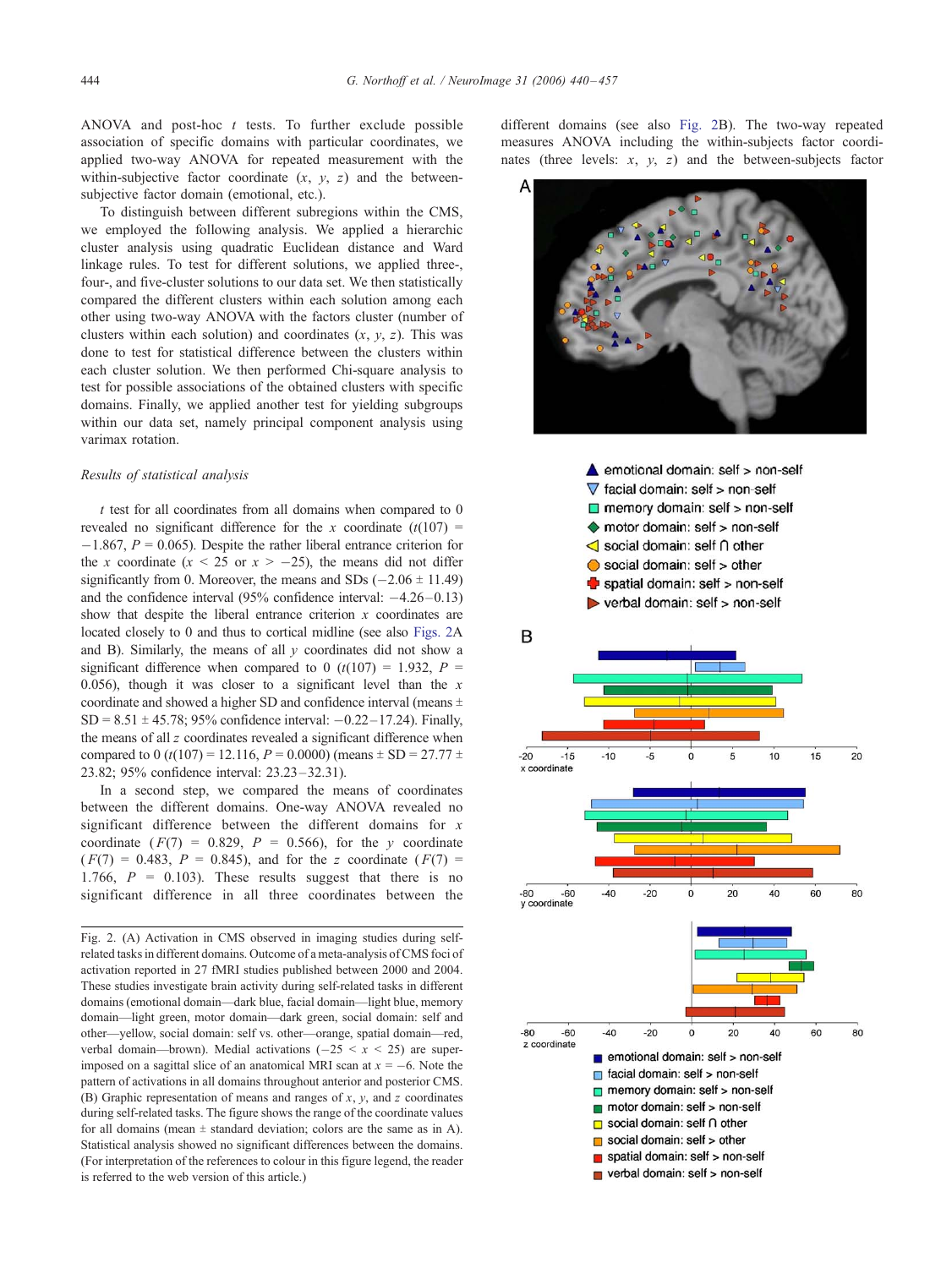ANOVA and post-hoc $t$ tests. To further exclude possible association of specific domains with particular coordinates, we applied two-way ANOVA for repeated measurement with the within-subjective factor coordinate ($x$, $y$, $z$) and the between-subjective factor domain (emotional, etc.).

To distinguish between different subregions within the CMS, we employed the following analysis. We applied a hierarchic cluster analysis using quadratic Euclidean distance and Ward linkage rules. To test for different solutions, we applied three-, four-, and five-cluster solutions to our data set. We then statistically compared the different clusters within each solution among each other using two-way ANOVA with the factors cluster (number of clusters within each solution) and coordinates ($x$, $y$, $z$). This was done to test for statistical difference between the clusters within each cluster solution. We then performed Chi-square analysis to test for possible associations of the obtained clusters with specific domains. Finally, we applied another test for yielding subgroups within our data set, namely principal component analysis using varimax rotation.

### *Results of statistical analysis*

$t$ test for all coordinates from all domains when compared to 0 revealed no significant difference for the $x$ coordinate ($t(107) = -1.867$, $P = 0.065$). Despite the rather liberal entrance criterion for the $x$ coordinate ($x < 25$ or $x > -25$), the means did not differ significantly from 0. Moreover, the means and SDs ($-2.06 \pm 11.49$) and the confidence interval (95% confidence interval: $-4.26$–$0.13$) show that despite the liberal entrance criterion $x$ coordinates are located closely to 0 and thus to cortical midline (see also Figs. 2A and B). Similarly, the means of all $y$ coordinates did not show a significant difference when compared to 0 ($t(107) = 1.932$, $P = 0.056$), though it was closer to a significant level than the $x$ coordinate and showed a higher SD and confidence interval (means $\pm$ SD $= 8.51 \pm 45.78$; 95% confidence interval: $-0.22$–$17.24$). Finally, the means of all $z$ coordinates revealed a significant difference when compared to 0 ($t(107) = 12.116$, $P = 0.0000$) (means $\pm$ SD $= 27.77 \pm 23.82$; 95% confidence interval: 23.23–32.31).

In a second step, we compared the means of coordinates between the different domains. One-way ANOVA revealed no significant difference between the different domains for $x$ coordinate ($F(7) = 0.829$, $P = 0.566$), for the $y$ coordinate ($F(7) = 0.483$, $P = 0.845$), and for the $z$ coordinate ($F(7) = 1.766$, $P = 0.103$). These results suggest that there is no significant difference in all three coordinates between the different domains (see also Fig. 2B). The two-way repeated measures ANOVA including the within-subjects factor coordinates (three levels: $x$, $y$, $z$) and the between-subjects factor

Fig. 2. (A) Activation in CMS observed in imaging studies during self-related tasks in different domains. Outcome of a meta-analysis of CMS foci of activation reported in 27 fMRI studies published between 2000 and 2004. These studies investigate brain activity during self-related tasks in different domains (emotional domain—dark blue, facial domain—light blue, memory domain—light green, motor domain—dark green, social domain: self and other—yellow, social domain: self vs. other—orange, spatial domain—red, verbal domain—brown). Medial activations ($-25 < x < 25$) are superimposed on a sagittal slice of an anatomical MRI scan at $x = -6$. Note the pattern of activations in all domains throughout anterior and posterior CMS. (B) Graphic representation of means and ranges of $x$, $y$, and $z$ coordinates during self-related tasks. The figure shows the range of the coordinate values for all domains (mean $\pm$ standard deviation; colors are the same as in A). Statistical analysis showed no significant differences between the domains. (For interpretation of the references to colour in this figure legend, the reader is referred to the web version of this article.)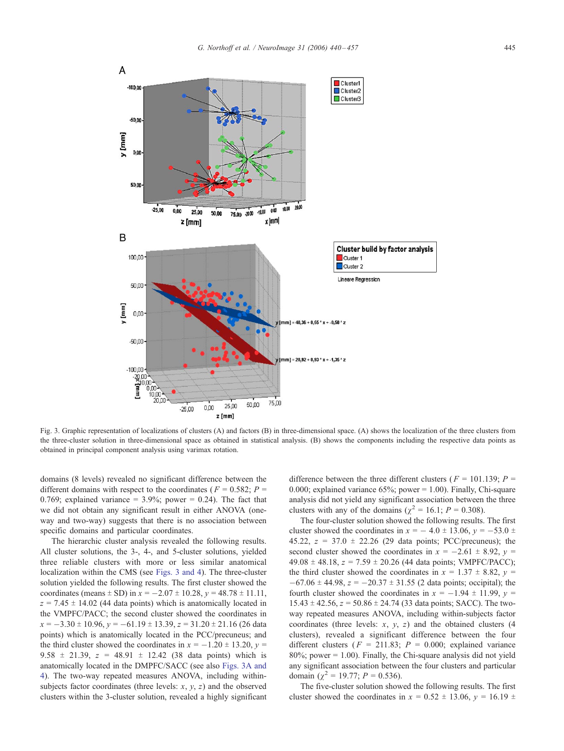Fig. 3. Graphic representation of localizations of clusters (A) and factors (B) in three-dimensional space. (A) shows the localization of the three clusters from the three-cluster solution in three-dimensional space as obtained in statistical analysis. (B) shows the components including the respective data points as obtained in principal component analysis using varimax rotation.

domains (8 levels) revealed no significant difference between the different domains with respect to the coordinates ($F = 0.582$; $P = 0.769$; explained variance = 3.9%; power = 0.24). The fact that we did not obtain any significant result in either ANOVA (one-way and two-way) suggests that there is no association between specific domains and particular coordinates.

The hierarchic cluster analysis revealed the following results. All cluster solutions, the 3-, 4-, and 5-cluster solutions, yielded three reliable clusters with more or less similar anatomical localization within the CMS (see Figs. 3 and 4). The three-cluster solution yielded the following results. The first cluster showed the coordinates (means ± SD) in $x = -2.07 \pm 10.28$, $y = 48.78 \pm 11.11$, $z = 7.45 \pm 14.02$ (44 data points) which is anatomically located in the VMPFC/PACC; the second cluster showed the coordinates in $x = -3.30 \pm 10.96$, $y = -61.19 \pm 13.39$, $z = 31.20 \pm 21.16$ (26 data points) which is anatomically located in the PCC/precuneus; and the third cluster showed the coordinates in $x = -1.20 \pm 13.20$, $y = 9.58 \pm 21.39$, $z = 48.91 \pm 12.42$ (38 data points) which is anatomically located in the DMPFC/SACC (see also Figs. 3A and 4). The two-way repeated measures ANOVA, including within-subjects factor coordinates (three levels: $x$, $y$, $z$) and the observed clusters within the 3-cluster solution, revealed a highly significant difference between the three different clusters ($F = 101.139$; $P = 0.000$; explained variance 65%; power = 1.00). Finally, Chi-square analysis did not yield any significant association between the three clusters with any of the domains ($\chi^2 = 16.1$; $P = 0.308$).

The four-cluster solution showed the following results. The first cluster showed the coordinates in $x = -4.0 \pm 13.06$, $y = -53.0 \pm 45.22$, $z = 37.0 \pm 22.26$ (29 data points; PCC/precuneus); the second cluster showed the coordinates in $x = -2.61 \pm 8.92$, $y = 49.08 \pm 48.18$, $z = 7.59 \pm 20.26$ (44 data points; VMPFC/PACC); the third cluster showed the coordinates in $x = 1.37 \pm 8.82$, $y = -67.06 \pm 44.98$, $z = -20.37 \pm 31.55$ (2 data points; occipital); the fourth cluster showed the coordinates in $x = -1.94 \pm 11.99$, $y = 15.43 \pm 42.56$, $z = 50.86 \pm 24.74$ (33 data points; SACC). The two-way repeated measures ANOVA, including within-subjects factor coordinates (three levels: $x$, $y$, $z$) and the obtained clusters (4 clusters), revealed a significant difference between the four different clusters ($F = 211.83$; $P = 0.000$; explained variance 80%; power = 1.00). Finally, the Chi-square analysis did not yield any significant association between the four clusters and particular domain ($\chi^2 = 19.77$; $P = 0.536$).

The five-cluster solution showed the following results. The first cluster showed the coordinates in $x = 0.52 \pm 13.06$, $y = 16.19 \pm$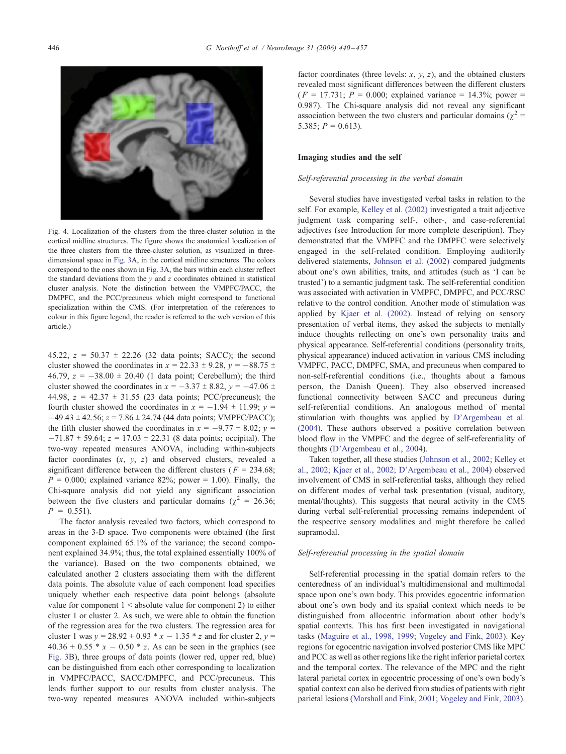Fig. 4. Localization of the clusters from the three-cluster solution in the cortical midline structures. The figure shows the anatomical localization of the three clusters from the three-cluster solution, as visualized in three-dimensional space in Fig. 3A, in the cortical midline structures. The colors correspond to the ones shown in Fig. 3A, the bars within each cluster reflect the standard deviations from the $y$ and $z$ coordinates obtained in statistical cluster analysis. Note the distinction between the VMPFC/PACC, the DMPFC, and the PCC/precuneus which might correspond to functional specialization within the CMS. (For interpretation of the references to colour in this figure legend, the reader is referred to the web version of this article.)

45.22, $z$ = 50.37 ± 22.26 (32 data points; SACC); the second cluster showed the coordinates in $x$ = 22.33 ± 9.28, $y$ = −88.75 ± 46.79, $z$ = −38.00 ± 20.40 (1 data point; Cerebellum); the third cluster showed the coordinates in $x$ = −3.37 ± 8.82, $y$ = −47.06 ± 44.98, $z$ = 42.37 ± 31.55 (23 data points; PCC/precuneus); the fourth cluster showed the coordinates in $x$ = −1.94 ± 11.99; $y$ = −49.43 ± 42.56; $z$ = 7.86 ± 24.74 (44 data points; VMPFC/PACC); the fifth cluster showed the coordinates in $x$ = −9.77 ± 8.02; $y$ = −71.87 ± 59.64; $z$ = 17.03 ± 22.31 (8 data points; occipital). The two-way repeated measures ANOVA, including within-subjects factor coordinates ($x$, $y$, $z$) and observed clusters, revealed a significant difference between the different clusters ($F$ = 234.68; $P$ = 0.000; explained variance 82%; power = 1.00). Finally, the Chi-square analysis did not yield any significant association between the five clusters and particular domains ($\chi^2$ = 26.36; $P$ = 0.551).

The factor analysis revealed two factors, which correspond to areas in the 3-D space. Two components were obtained (the first component explained 65.1% of the variance; the second component explained 34.9%; thus, the total explained essentially 100% of the variance). Based on the two components obtained, we calculated another 2 clusters associating them with the different data points. The absolute value of each component load specifies uniquely whether each respective data point belongs (absolute value for component 1 < absolute value for component 2) to either cluster 1 or cluster 2. As such, we were able to obtain the function of the regression area for the two clusters. The regression area for cluster 1 was $y = 28.92 + 0.93 * x - 1.35 * z$ and for cluster 2, $y = 40.36 + 0.55 * x - 0.50 * z$. As can be seen in the graphics (see Fig. 3B), three groups of data points (lower red, upper red, blue) can be distinguished from each other corresponding to localization in VMPFC/PACC, SACC/DMPFC, and PCC/precuneus. This lends further support to our results from cluster analysis. The two-way repeated measures ANOVA included within-subjects factor coordinates (three levels: $x$, $y$, $z$), and the obtained clusters revealed most significant differences between the different clusters ($F$ = 17.731; $P$ = 0.000; explained variance = 14.3%; power = 0.987). The Chi-square analysis did not reveal any significant association between the two clusters and particular domains ($\chi^2$ = 5.385; $P$ = 0.613).

## Imaging studies and the self

### *Self-referential processing in the verbal domain*

Several studies have investigated verbal tasks in relation to the self. For example, Kelley et al. (2002) investigated a trait adjective judgment task comparing self-, other-, and case-referential adjectives (see Introduction for more complete description). They demonstrated that the VMPFC and the DMPFC were selectively engaged in the self-related condition. Employing auditorily delivered statements, Johnson et al. (2002) compared judgments about one's own abilities, traits, and attitudes (such as 'I can be trusted') to a semantic judgment task. The self-referential condition was associated with activation in VMPFC, DMPFC, and PCC/RSC relative to the control condition. Another mode of stimulation was applied by Kjaer et al. (2002). Instead of relying on sensory presentation of verbal items, they asked the subjects to mentally induce thoughts reflecting on one's own personality traits and physical appearance. Self-referential conditions (personality traits, physical appearance) induced activation in various CMS including VMPFC, PACC, DMPFC, SMA, and precuneus when compared to non-self-referential conditions (i.e., thoughts about a famous person, the Danish Queen). They also observed increased functional connectivity between SACC and precuneus during self-referential conditions. An analogous method of mental stimulation with thoughts was applied by D'Argembeau et al. (2004). These authors observed a positive correlation between blood flow in the VMPFC and the degree of self-referentiality of thoughts (D'Argembeau et al., 2004).

Taken together, all these studies (Johnson et al., 2002; Kelley et al., 2002; Kjaer et al., 2002; D'Argembeau et al., 2004) observed involvement of CMS in self-referential tasks, although they relied on different modes of verbal task presentation (visual, auditory, mental/thoughts). This suggests that neural activity in the CMS during verbal self-referential processing remains independent of the respective sensory modalities and might therefore be called supramodal.

### *Self-referential processing in the spatial domain*

Self-referential processing in the spatial domain refers to the centeredness of an individual's multidimensional and multimodal space upon one's own body. This provides egocentric information about one's own body and its spatial context which needs to be distinguished from allocentric information about other body's spatial contexts. This has first been investigated in navigational tasks (Maguire et al., 1998, 1999; Vogeley and Fink, 2003). Key regions for egocentric navigation involved posterior CMS like MPC and PCC as well as other regions like the right inferior parietal cortex and the temporal cortex. The relevance of the MPC and the right lateral parietal cortex in egocentric processing of one's own body's spatial context can also be derived from studies of patients with right parietal lesions (Marshall and Fink, 2001; Vogeley and Fink, 2003).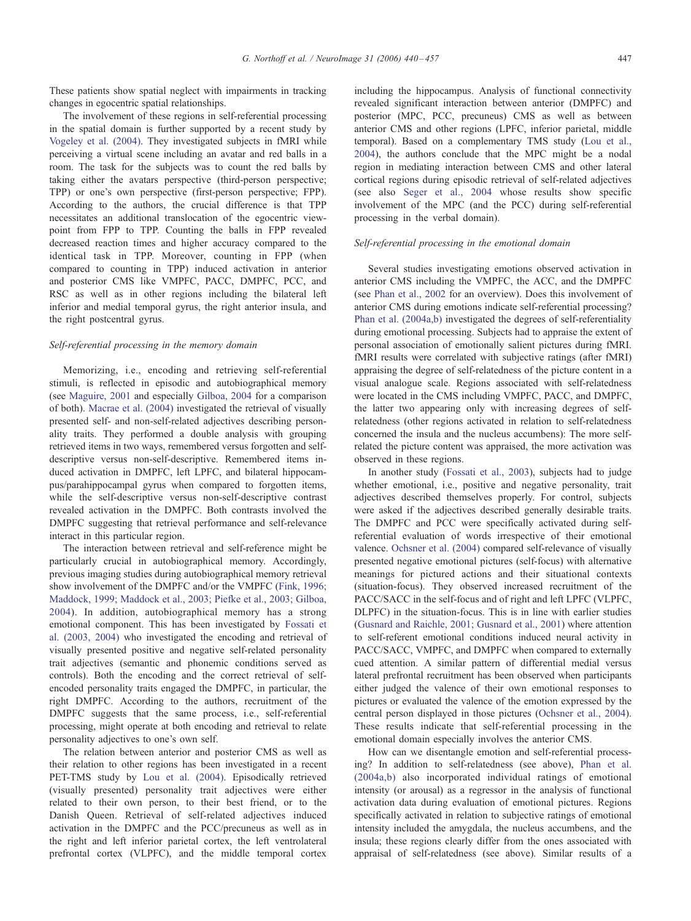These patients show spatial neglect with impairments in tracking changes in egocentric spatial relationships.

The involvement of these regions in self-referential processing in the spatial domain is further supported by a recent study by Vogeley et al. (2004). They investigated subjects in fMRI while perceiving a virtual scene including an avatar and red balls in a room. The task for the subjects was to count the red balls by taking either the avatars perspective (third-person perspective; TPP) or one's own perspective (first-person perspective; FPP). According to the authors, the crucial difference is that TPP necessitates an additional translocation of the egocentric viewpoint from FPP to TPP. Counting the balls in FPP revealed decreased reaction times and higher accuracy compared to the identical task in TPP. Moreover, counting in FPP (when compared to counting in TPP) induced activation in anterior and posterior CMS like VMPFC, PACC, DMPFC, PCC, and RSC as well as in other regions including the bilateral left inferior and medial temporal gyrus, the right anterior insula, and the right postcentral gyrus.

### *Self-referential processing in the memory domain*

Memorizing, i.e., encoding and retrieving self-referential stimuli, is reflected in episodic and autobiographical memory (see Maguire, 2001 and especially Gilboa, 2004 for a comparison of both). Macrae et al. (2004) investigated the retrieval of visually presented self- and non-self-related adjectives describing personality traits. They performed a double analysis with grouping retrieved items in two ways, remembered versus forgotten and self-descriptive versus non-self-descriptive. Remembered items induced activation in DMPFC, left LPFC, and bilateral hippocampus/parahippocampal gyrus when compared to forgotten items, while the self-descriptive versus non-self-descriptive contrast revealed activation in the DMPFC. Both contrasts involved the DMPFC suggesting that retrieval performance and self-relevance interact in this particular region.

The interaction between retrieval and self-reference might be particularly crucial in autobiographical memory. Accordingly, previous imaging studies during autobiographical memory retrieval show involvement of the DMPFC and/or the VMPFC (Fink, 1996; Maddock, 1999; Maddock et al., 2003; Piefke et al., 2003; Gilboa, 2004). In addition, autobiographical memory has a strong emotional component. This has been investigated by Fossati et al. (2003, 2004) who investigated the encoding and retrieval of visually presented positive and negative self-related personality trait adjectives (semantic and phonemic conditions served as controls). Both the encoding and the correct retrieval of self-encoded personality traits engaged the DMPFC, in particular, the right DMPFC. According to the authors, recruitment of the DMPFC suggests that the same process, i.e., self-referential processing, might operate at both encoding and retrieval to relate personality adjectives to one's own self.

The relation between anterior and posterior CMS as well as their relation to other regions has been investigated in a recent PET-TMS study by Lou et al. (2004). Episodically retrieved (visually presented) personality trait adjectives were either related to their own person, to their best friend, or to the Danish Queen. Retrieval of self-related adjectives induced activation in the DMPFC and the PCC/precuneus as well as in the right and left inferior parietal cortex, the left ventrolateral prefrontal cortex (VLPFC), and the middle temporal cortex including the hippocampus. Analysis of functional connectivity revealed significant interaction between anterior (DMPFC) and posterior (MPC, PCC, precuneus) CMS as well as between anterior CMS and other regions (LPFC, inferior parietal, middle temporal). Based on a complementary TMS study (Lou et al., 2004), the authors conclude that the MPC might be a nodal region in mediating interaction between CMS and other lateral cortical regions during episodic retrieval of self-related adjectives (see also Seger et al., 2004 whose results show specific involvement of the MPC (and the PCC) during self-referential processing in the verbal domain).

### *Self-referential processing in the emotional domain*

Several studies investigating emotions observed activation in anterior CMS including the VMPFC, the ACC, and the DMPFC (see Phan et al., 2002 for an overview). Does this involvement of anterior CMS during emotions indicate self-referential processing? Phan et al. (2004a,b) investigated the degrees of self-referentiality during emotional processing. Subjects had to appraise the extent of personal association of emotionally salient pictures during fMRI. fMRI results were correlated with subjective ratings (after fMRI) appraising the degree of self-relatedness of the picture content in a visual analogue scale. Regions associated with self-relatedness were located in the CMS including VMPFC, PACC, and DMPFC, the latter two appearing only with increasing degrees of self-relatedness (other regions activated in relation to self-relatedness concerned the insula and the nucleus accumbens): The more self-related the picture content was appraised, the more activation was observed in these regions.

In another study (Fossati et al., 2003), subjects had to judge whether emotional, i.e., positive and negative personality, trait adjectives described themselves properly. For control, subjects were asked if the adjectives described generally desirable traits. The DMPFC and PCC were specifically activated during self-referential evaluation of words irrespective of their emotional valence. Ochsner et al. (2004) compared self-relevance of visually presented negative emotional pictures (self-focus) with alternative meanings for pictured actions and their situational contexts (situation-focus). They observed increased recruitment of the PACC/SACC in the self-focus and of right and left LPFC (VLPFC, DLPFC) in the situation-focus. This is in line with earlier studies (Gusnard and Raichle, 2001; Gusnard et al., 2001) where attention to self-referent emotional conditions induced neural activity in PACC/SACC, VMPFC, and DMPFC when compared to externally cued attention. A similar pattern of differential medial versus lateral prefrontal recruitment has been observed when participants either judged the valence of their own emotional responses to pictures or evaluated the valence of the emotion expressed by the central person displayed in those pictures (Ochsner et al., 2004). These results indicate that self-referential processing in the emotional domain especially involves the anterior CMS.

How can we disentangle emotion and self-referential processing? In addition to self-relatedness (see above), Phan et al. (2004a,b) also incorporated individual ratings of emotional intensity (or arousal) as a regressor in the analysis of functional activation data during evaluation of emotional pictures. Regions specifically activated in relation to subjective ratings of emotional intensity included the amygdala, the nucleus accumbens, and the insula; these regions clearly differ from the ones associated with appraisal of self-relatedness (see above). Similar results of a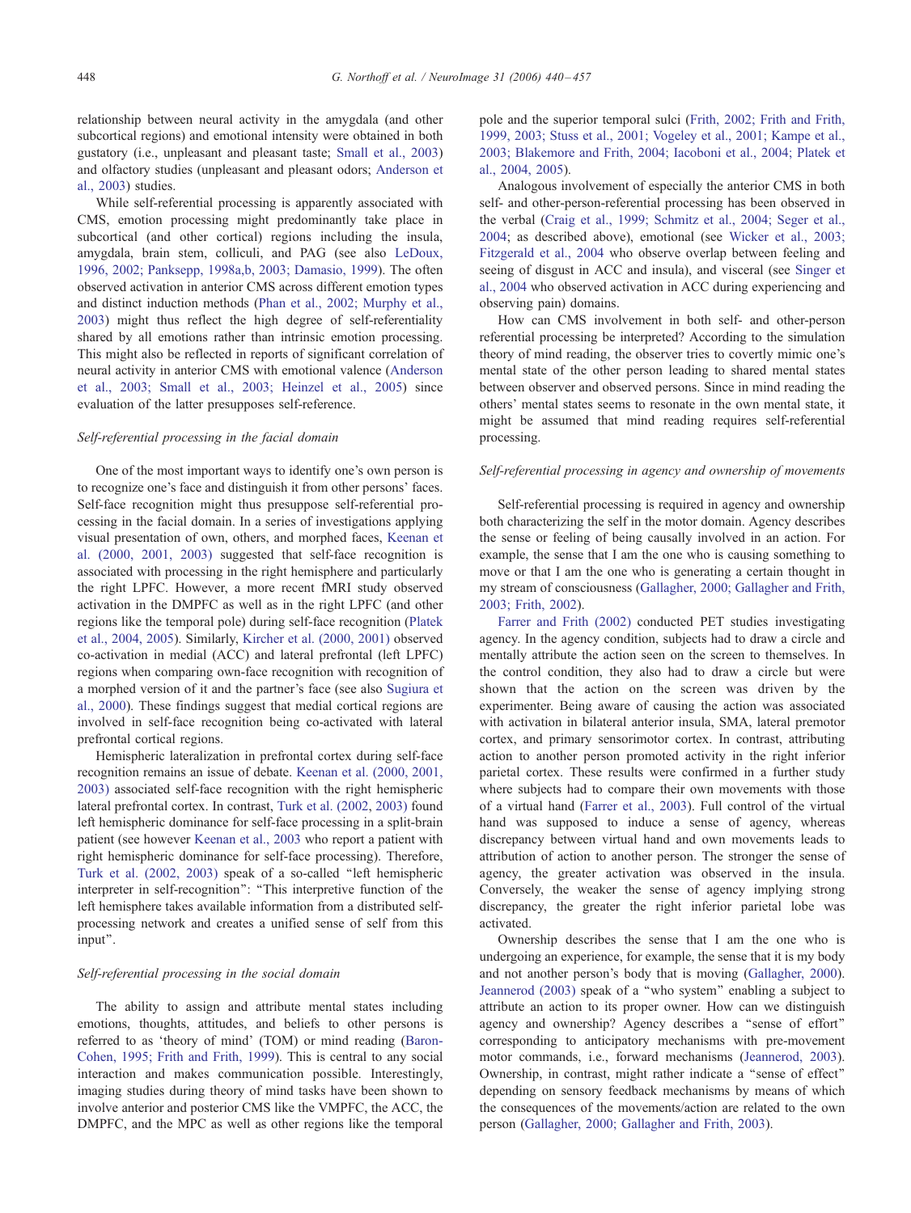relationship between neural activity in the amygdala (and other subcortical regions) and emotional intensity were obtained in both gustatory (i.e., unpleasant and pleasant taste; Small et al., 2003) and olfactory studies (unpleasant and pleasant odors; Anderson et al., 2003) studies.

While self-referential processing is apparently associated with CMS, emotion processing might predominantly take place in subcortical (and other cortical) regions including the insula, amygdala, brain stem, colliculi, and PAG (see also LeDoux, 1996, 2002; Panksepp, 1998a,b, 2003; Damasio, 1999). The often observed activation in anterior CMS across different emotion types and distinct induction methods (Phan et al., 2002; Murphy et al., 2003) might thus reflect the high degree of self-referentiality shared by all emotions rather than intrinsic emotion processing. This might also be reflected in reports of significant correlation of neural activity in anterior CMS with emotional valence (Anderson et al., 2003; Small et al., 2003; Heinzel et al., 2005) since evaluation of the latter presupposes self-reference.

### *Self-referential processing in the facial domain*

One of the most important ways to identify one's own person is to recognize one's face and distinguish it from other persons' faces. Self-face recognition might thus presuppose self-referential processing in the facial domain. In a series of investigations applying visual presentation of own, others, and morphed faces, Keenan et al. (2000, 2001, 2003) suggested that self-face recognition is associated with processing in the right hemisphere and particularly the right LPFC. However, a more recent fMRI study observed activation in the DMPFC as well as in the right LPFC (and other regions like the temporal pole) during self-face recognition (Platek et al., 2004, 2005). Similarly, Kircher et al. (2000, 2001) observed co-activation in medial (ACC) and lateral prefrontal (left LPFC) regions when comparing own-face recognition with recognition of a morphed version of it and the partner's face (see also Sugiura et al., 2000). These findings suggest that medial cortical regions are involved in self-face recognition being co-activated with lateral prefrontal cortical regions.

Hemispheric lateralization in prefrontal cortex during self-face recognition remains an issue of debate. Keenan et al. (2000, 2001, 2003) associated self-face recognition with the right hemispheric lateral prefrontal cortex. In contrast, Turk et al. (2002, 2003) found left hemispheric dominance for self-face processing in a split-brain patient (see however Keenan et al., 2003 who report a patient with right hemispheric dominance for self-face processing). Therefore, Turk et al. (2002, 2003) speak of a so-called "left hemispheric interpreter in self-recognition": "This interpretive function of the left hemisphere takes available information from a distributed self-processing network and creates a unified sense of self from this input".

### *Self-referential processing in the social domain*

The ability to assign and attribute mental states including emotions, thoughts, attitudes, and beliefs to other persons is referred to as 'theory of mind' (TOM) or mind reading (Baron-Cohen, 1995; Frith and Frith, 1999). This is central to any social interaction and makes communication possible. Interestingly, imaging studies during theory of mind tasks have been shown to involve anterior and posterior CMS like the VMPFC, the ACC, the DMPFC, and the MPC as well as other regions like the temporal pole and the superior temporal sulci (Frith, 2002; Frith and Frith, 1999, 2003; Stuss et al., 2001; Vogeley et al., 2001; Kampe et al., 2003; Blakemore and Frith, 2004; Iacoboni et al., 2004; Platek et al., 2004, 2005).

Analogous involvement of especially the anterior CMS in both self- and other-person-referential processing has been observed in the verbal (Craig et al., 1999; Schmitz et al., 2004; Seger et al., 2004; as described above), emotional (see Wicker et al., 2003; Fitzgerald et al., 2004 who observe overlap between feeling and seeing of disgust in ACC and insula), and visceral (see Singer et al., 2004 who observed activation in ACC during experiencing and observing pain) domains.

How can CMS involvement in both self- and other-person referential processing be interpreted? According to the simulation theory of mind reading, the observer tries to covertly mimic one's mental state of the other person leading to shared mental states between observer and observed persons. Since in mind reading the others' mental states seems to resonate in the own mental state, it might be assumed that mind reading requires self-referential processing.

### *Self-referential processing in agency and ownership of movements*

Self-referential processing is required in agency and ownership both characterizing the self in the motor domain. Agency describes the sense or feeling of being causally involved in an action. For example, the sense that I am the one who is causing something to move or that I am the one who is generating a certain thought in my stream of consciousness (Gallagher, 2000; Gallagher and Frith, 2003; Frith, 2002).

Farrer and Frith (2002) conducted PET studies investigating agency. In the agency condition, subjects had to draw a circle and mentally attribute the action seen on the screen to themselves. In the control condition, they also had to draw a circle but were shown that the action on the screen was driven by the experimenter. Being aware of causing the action was associated with activation in bilateral anterior insula, SMA, lateral premotor cortex, and primary sensorimotor cortex. In contrast, attributing action to another person promoted activity in the right inferior parietal cortex. These results were confirmed in a further study where subjects had to compare their own movements with those of a virtual hand (Farrer et al., 2003). Full control of the virtual hand was supposed to induce a sense of agency, whereas discrepancy between virtual hand and own movements leads to attribution of action to another person. The stronger the sense of agency, the greater activation was observed in the insula. Conversely, the weaker the sense of agency implying strong discrepancy, the greater the right inferior parietal lobe was activated.

Ownership describes the sense that I am the one who is undergoing an experience, for example, the sense that it is my body and not another person's body that is moving (Gallagher, 2000). Jeannerod (2003) speak of a "who system" enabling a subject to attribute an action to its proper owner. How can we distinguish agency and ownership? Agency describes a "sense of effort" corresponding to anticipatory mechanisms with pre-movement motor commands, i.e., forward mechanisms (Jeannerod, 2003). Ownership, in contrast, might rather indicate a "sense of effect" depending on sensory feedback mechanisms by means of which the consequences of the movements/action are related to the own person (Gallagher, 2000; Gallagher and Frith, 2003).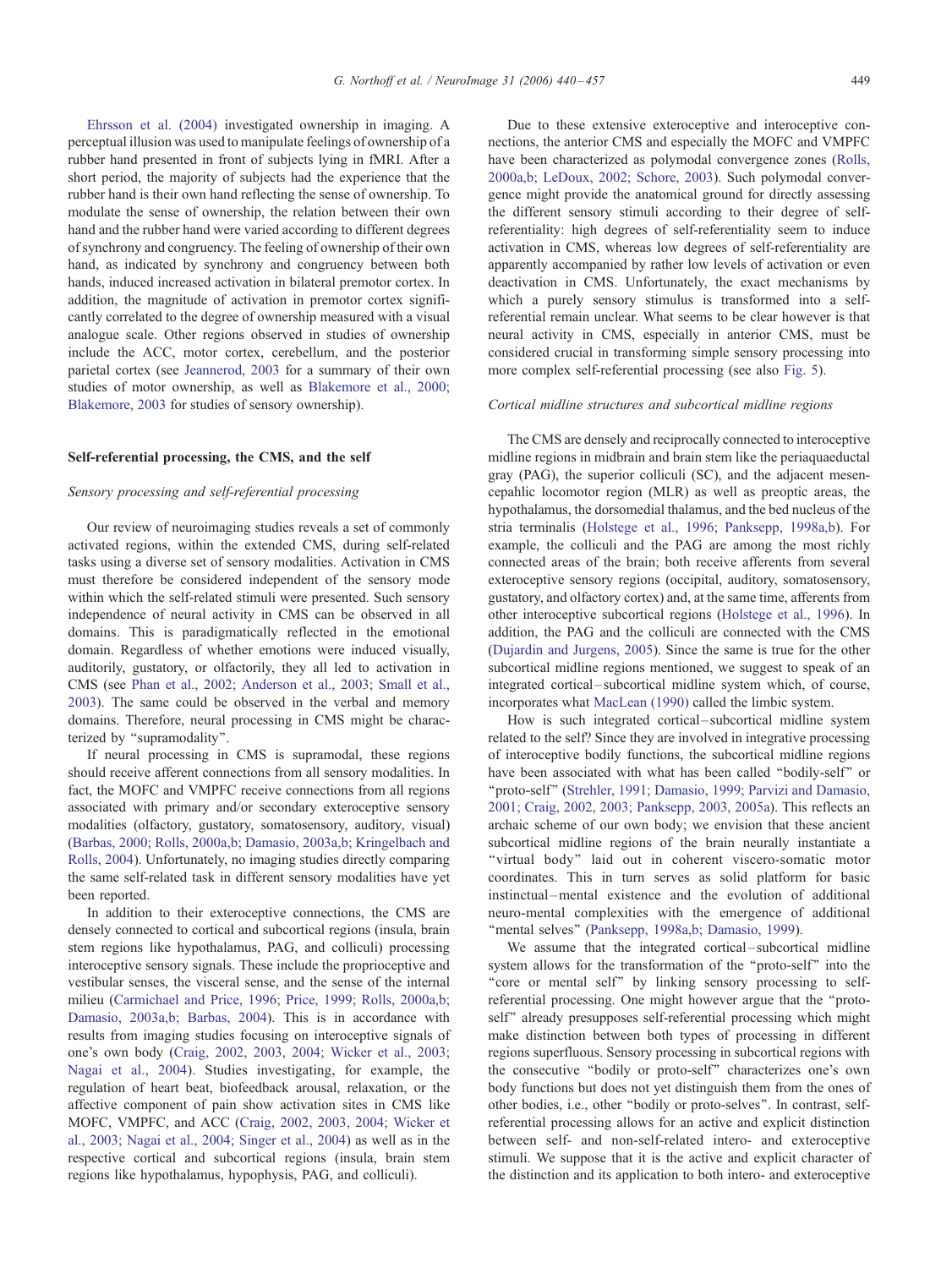Ehrsson et al. (2004) investigated ownership in imaging. A perceptual illusion was used to manipulate feelings of ownership of a rubber hand presented in front of subjects lying in fMRI. After a short period, the majority of subjects had the experience that the rubber hand is their own hand reflecting the sense of ownership. To modulate the sense of ownership, the relation between their own hand and the rubber hand were varied according to different degrees of synchrony and congruency. The feeling of ownership of their own hand, as indicated by synchrony and congruency between both hands, induced increased activation in bilateral premotor cortex. In addition, the magnitude of activation in premotor cortex significantly correlated to the degree of ownership measured with a visual analogue scale. Other regions observed in studies of ownership include the ACC, motor cortex, cerebellum, and the posterior parietal cortex (see Jeannerod, 2003 for a summary of their own studies of motor ownership, as well as Blakemore et al., 2000; Blakemore, 2003 for studies of sensory ownership).

## Self-referential processing, the CMS, and the self

### *Sensory processing and self-referential processing*

Our review of neuroimaging studies reveals a set of commonly activated regions, within the extended CMS, during self-related tasks using a diverse set of sensory modalities. Activation in CMS must therefore be considered independent of the sensory mode within which the self-related stimuli were presented. Such sensory independence of neural activity in CMS can be observed in all domains. This is paradigmatically reflected in the emotional domain. Regardless of whether emotions were induced visually, auditorily, gustatory, or olfactorily, they all led to activation in CMS (see Phan et al., 2002; Anderson et al., 2003; Small et al., 2003). The same could be observed in the verbal and memory domains. Therefore, neural processing in CMS might be characterized by "supramodality".

If neural processing in CMS is supramodal, these regions should receive afferent connections from all sensory modalities. In fact, the MOFC and VMPFC receive connections from all regions associated with primary and/or secondary exteroceptive sensory modalities (olfactory, gustatory, somatosensory, auditory, visual) (Barbas, 2000; Rolls, 2000a,b; Damasio, 2003a,b; Kringelbach and Rolls, 2004). Unfortunately, no imaging studies directly comparing the same self-related task in different sensory modalities have yet been reported.

In addition to their exteroceptive connections, the CMS are densely connected to cortical and subcortical regions (insula, brain stem regions like hypothalamus, PAG, and colliculi) processing interoceptive sensory signals. These include the proprioceptive and vestibular senses, the visceral sense, and the sense of the internal milieu (Carmichael and Price, 1996; Price, 1999; Rolls, 2000a,b; Damasio, 2003a,b; Barbas, 2004). This is in accordance with results from imaging studies focusing on interoceptive signals of one's own body (Craig, 2002, 2003, 2004; Wicker et al., 2003; Nagai et al., 2004). Studies investigating, for example, the regulation of heart beat, biofeedback arousal, relaxation, or the affective component of pain show activation sites in CMS like MOFC, VMPFC, and ACC (Craig, 2002, 2003, 2004; Wicker et al., 2003; Nagai et al., 2004; Singer et al., 2004) as well as in the respective cortical and subcortical regions (insula, brain stem regions like hypothalamus, hypophysis, PAG, and colliculi).

Due to these extensive exteroceptive and interoceptive connections, the anterior CMS and especially the MOFC and VMPFC have been characterized as polymodal convergence zones (Rolls, 2000a,b; LeDoux, 2002; Schore, 2003). Such polymodal convergence might provide the anatomical ground for directly assessing the different sensory stimuli according to their degree of self-referentiality: high degrees of self-referentiality seem to induce activation in CMS, whereas low degrees of self-referentiality are apparently accompanied by rather low levels of activation or even deactivation in CMS. Unfortunately, the exact mechanisms by which a purely sensory stimulus is transformed into a self-referential remain unclear. What seems to be clear however is that neural activity in CMS, especially in anterior CMS, must be considered crucial in transforming simple sensory processing into more complex self-referential processing (see also Fig. 5).

### *Cortical midline structures and subcortical midline regions*

The CMS are densely and reciprocally connected to interoceptive midline regions in midbrain and brain stem like the periaquaeductal gray (PAG), the superior colliculi (SC), and the adjacent mesencephalic locomotor region (MLR) as well as preoptic areas, the hypothalamus, the dorsomedial thalamus, and the bed nucleus of the stria terminalis (Holstege et al., 1996; Panksepp, 1998a,b). For example, the colliculi and the PAG are among the most richly connected areas of the brain; both receive afferents from several exteroceptive sensory regions (occipital, auditory, somatosensory, gustatory, and olfactory cortex) and, at the same time, afferents from other interoceptive subcortical regions (Holstege et al., 1996). In addition, the PAG and the colliculi are connected with the CMS (Dujardin and Jurgens, 2005). Since the same is true for the other subcortical midline regions mentioned, we suggest to speak of an integrated cortical–subcortical midline system which, of course, incorporates what MacLean (1990) called the limbic system.

How is such integrated cortical–subcortical midline system related to the self? Since they are involved in integrative processing of interoceptive bodily functions, the subcortical midline regions have been associated with what has been called "bodily-self" or "proto-self" (Strehler, 1991; Damasio, 1999; Parvizi and Damasio, 2001; Craig, 2002, 2003; Panksepp, 2003, 2005a). This reflects an archaic scheme of our own body; we envision that these ancient subcortical midline regions of the brain neurally instantiate a "virtual body" laid out in coherent viscero-somatic motor coordinates. This in turn serves as solid platform for basic instinctual–mental existence and the evolution of additional neuro-mental complexities with the emergence of additional "mental selves" (Panksepp, 1998a,b; Damasio, 1999).

We assume that the integrated cortical–subcortical midline system allows for the transformation of the "proto-self" into the "core or mental self" by linking sensory processing to self-referential processing. One might however argue that the "proto-self" already presupposes self-referential processing which might make distinction between both types of processing in different regions superfluous. Sensory processing in subcortical regions with the consecutive "bodily or proto-self" characterizes one's own body functions but does not yet distinguish them from the ones of other bodies, i.e., other "bodily or proto-selves". In contrast, self-referential processing allows for an active and explicit distinction between self- and non-self-related intero- and exteroceptive stimuli. We suppose that it is the active and explicit character of the distinction and its application to both intero- and exteroceptive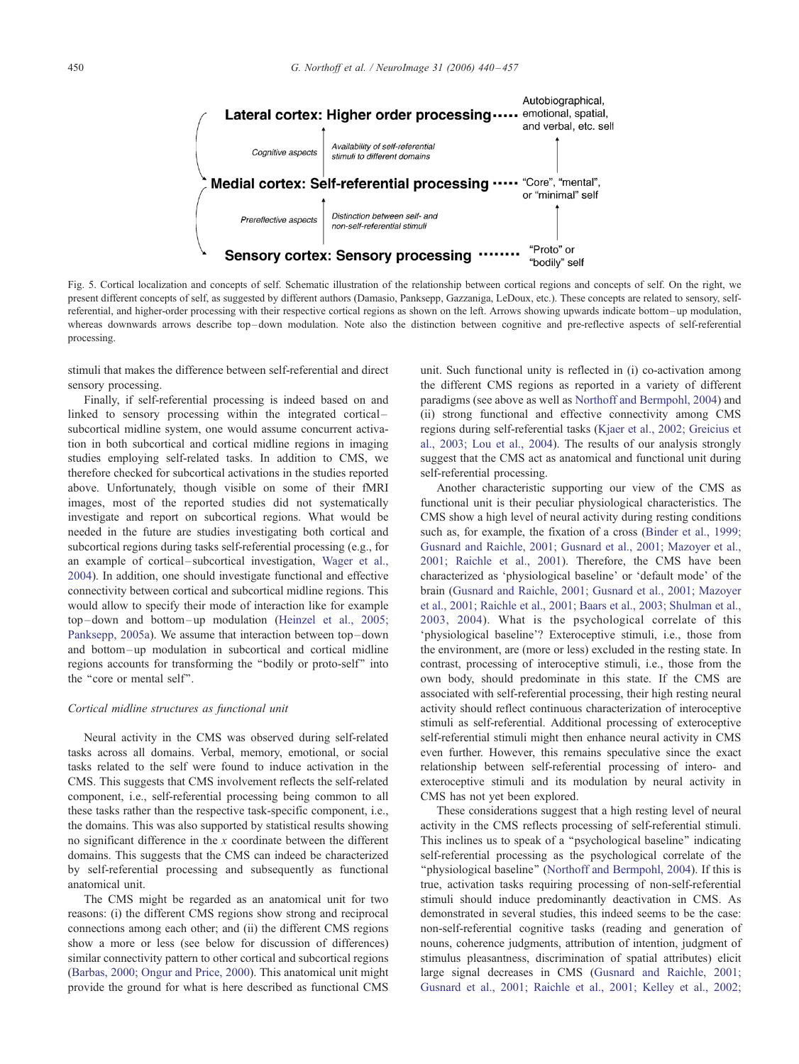Lateral cortex: Higher order processing ····· Autobiographical, emotional, spatial, and verbal, etc. self

Cognitive aspects — Availability of self-referential stimuli to different domains

Medial cortex: Self-referential processing ····· "Core", "mental", or "minimal" self

Prereflective aspects — Distinction between self- and non-self-referential stimuli

Sensory cortex: Sensory processing ········ "Proto" or "bodily" self

Fig. 5. Cortical localization and concepts of self. Schematic illustration of the relationship between cortical regions and concepts of self. On the right, we present different concepts of self, as suggested by different authors (Damasio, Panksepp, Gazzaniga, LeDoux, etc.). These concepts are related to sensory, self-referential, and higher-order processing with their respective cortical regions as shown on the left. Arrows showing upwards indicate bottom–up modulation, whereas downwards arrows describe top–down modulation. Note also the distinction between cognitive and pre-reflective aspects of self-referential processing.

stimuli that makes the difference between self-referential and direct sensory processing.

Finally, if self-referential processing is indeed based on and linked to sensory processing within the integrated cortical–subcortical midline system, one would assume concurrent activation in both subcortical and cortical midline regions in imaging studies employing self-related tasks. In addition to CMS, we therefore checked for subcortical activations in the studies reported above. Unfortunately, though visible on some of their fMRI images, most of the reported studies did not systematically investigate and report on subcortical regions. What would be needed in the future are studies investigating both cortical and subcortical regions during tasks self-referential processing (e.g., for an example of cortical–subcortical investigation, Wager et al., 2004). In addition, one should investigate functional and effective connectivity between cortical and subcortical midline regions. This would allow to specify their mode of interaction like for example top–down and bottom–up modulation (Heinzel et al., 2005; Panksepp, 2005a). We assume that interaction between top–down and bottom–up modulation in subcortical and cortical midline regions accounts for transforming the "bodily or proto-self" into the "core or mental self".

*Cortical midline structures as functional unit*

Neural activity in the CMS was observed during self-related tasks across all domains. Verbal, memory, emotional, or social tasks related to the self were found to induce activation in the CMS. This suggests that CMS involvement reflects the self-related component, i.e., self-referential processing being common to all these tasks rather than the respective task-specific component, i.e., the domains. This was also supported by statistical results showing no significant difference in the $x$ coordinate between the different domains. This suggests that the CMS can indeed be characterized by self-referential processing and subsequently as functional anatomical unit.

The CMS might be regarded as an anatomical unit for two reasons: (i) the different CMS regions show strong and reciprocal connections among each other; and (ii) the different CMS regions show a more or less (see below for discussion of differences) similar connectivity pattern to other cortical and subcortical regions (Barbas, 2000; Ongur and Price, 2000). This anatomical unit might provide the ground for what is here described as functional CMS unit. Such functional unity is reflected in (i) co-activation among the different CMS regions as reported in a variety of different paradigms (see above as well as Northoff and Bermpohl, 2004) and (ii) strong functional and effective connectivity among CMS regions during self-referential tasks (Kjaer et al., 2002; Greicius et al., 2003; Lou et al., 2004). The results of our analysis strongly suggest that the CMS act as anatomical and functional unit during self-referential processing.

Another characteristic supporting our view of the CMS as functional unit is their peculiar physiological characteristics. The CMS show a high level of neural activity during resting conditions such as, for example, the fixation of a cross (Binder et al., 1999; Gusnard and Raichle, 2001; Gusnard et al., 2001; Mazoyer et al., 2001; Raichle et al., 2001). Therefore, the CMS have been characterized as 'physiological baseline' or 'default mode' of the brain (Gusnard and Raichle, 2001; Gusnard et al., 2001; Mazoyer et al., 2001; Raichle et al., 2001; Baars et al., 2003; Shulman et al., 2003, 2004). What is the psychological correlate of this 'physiological baseline'? Exteroceptive stimuli, i.e., those from the environment, are (more or less) excluded in the resting state. In contrast, processing of interoceptive stimuli, i.e., those from the own body, should predominate in this state. If the CMS are associated with self-referential processing, their high resting neural activity should reflect continuous characterization of interoceptive stimuli as self-referential. Additional processing of exteroceptive self-referential stimuli might then enhance neural activity in CMS even further. However, this remains speculative since the exact relationship between self-referential processing of intero- and exteroceptive stimuli and its modulation by neural activity in CMS has not yet been explored.

These considerations suggest that a high resting level of neural activity in the CMS reflects processing of self-referential stimuli. This inclines us to speak of a "psychological baseline" indicating self-referential processing as the psychological correlate of the "physiological baseline" (Northoff and Bermpohl, 2004). If this is true, activation tasks requiring processing of non-self-referential stimuli should induce predominantly deactivation in CMS. As demonstrated in several studies, this indeed seems to be the case: non-self-referential cognitive tasks (reading and generation of nouns, coherence judgments, attribution of intention, judgment of stimulus pleasantness, discrimination of spatial attributes) elicit large signal decreases in CMS (Gusnard and Raichle, 2001; Gusnard et al., 2001; Raichle et al., 2001; Kelley et al., 2002;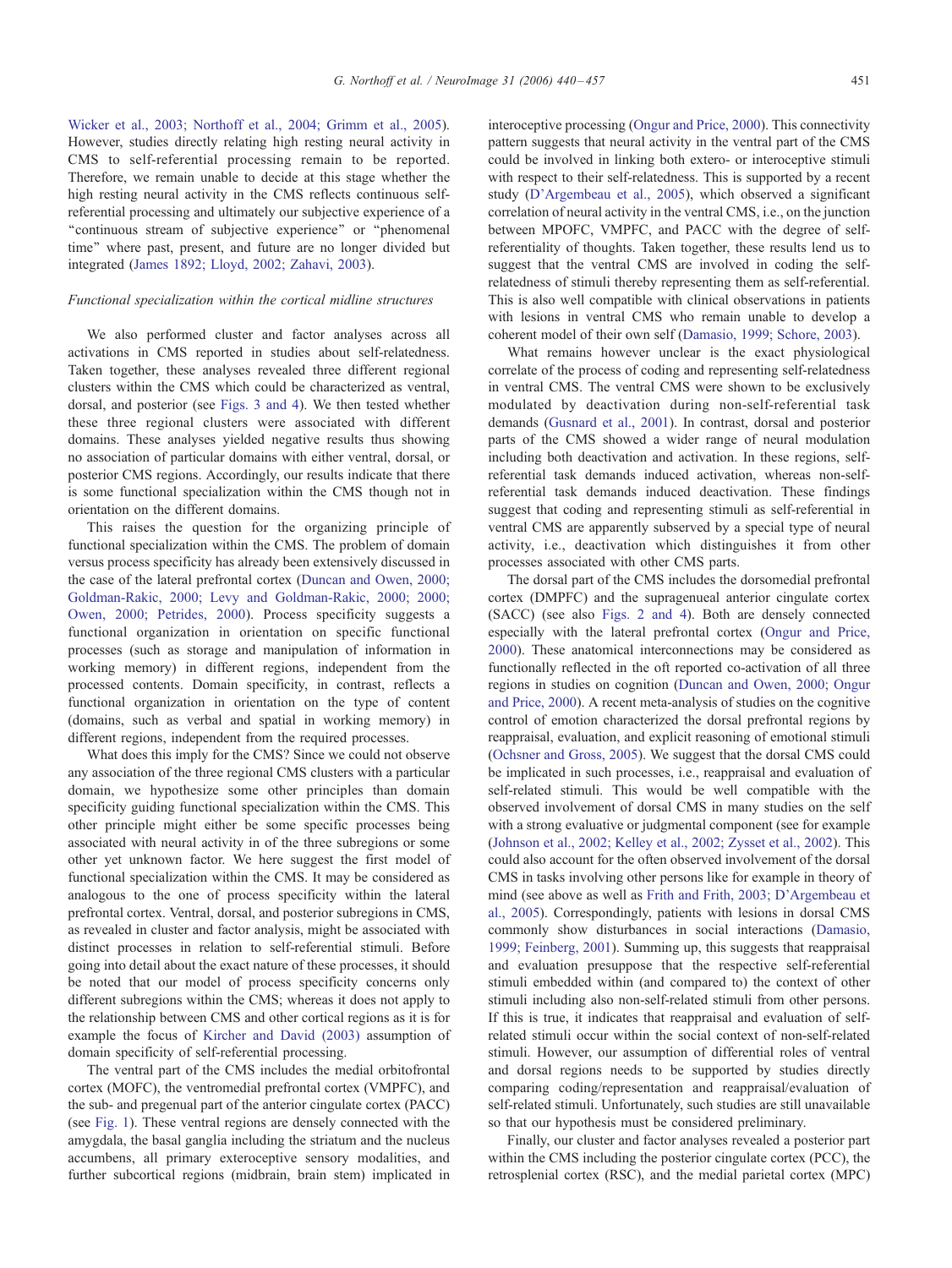Wicker et al., 2003; Northoff et al., 2004; Grimm et al., 2005). However, studies directly relating high resting neural activity in CMS to self-referential processing remain to be reported. Therefore, we remain unable to decide at this stage whether the high resting neural activity in the CMS reflects continuous self-referential processing and ultimately our subjective experience of a "continuous stream of subjective experience" or "phenomenal time" where past, present, and future are no longer divided but integrated (James 1892; Lloyd, 2002; Zahavi, 2003).

### *Functional specialization within the cortical midline structures*

We also performed cluster and factor analyses across all activations in CMS reported in studies about self-relatedness. Taken together, these analyses revealed three different regional clusters within the CMS which could be characterized as ventral, dorsal, and posterior (see Figs. 3 and 4). We then tested whether these three regional clusters were associated with different domains. These analyses yielded negative results thus showing no association of particular domains with either ventral, dorsal, or posterior CMS regions. Accordingly, our results indicate that there is some functional specialization within the CMS though not in orientation on the different domains.

This raises the question for the organizing principle of functional specialization within the CMS. The problem of domain versus process specificity has already been extensively discussed in the case of the lateral prefrontal cortex (Duncan and Owen, 2000; Goldman-Rakic, 2000; Levy and Goldman-Rakic, 2000; 2000; Owen, 2000; Petrides, 2000). Process specificity suggests a functional organization in orientation on specific functional processes (such as storage and manipulation of information in working memory) in different regions, independent from the processed contents. Domain specificity, in contrast, reflects a functional organization in orientation on the type of content (domains, such as verbal and spatial in working memory) in different regions, independent from the required processes.

What does this imply for the CMS? Since we could not observe any association of the three regional CMS clusters with a particular domain, we hypothesize some other principles than domain specificity guiding functional specialization within the CMS. This other principle might either be some specific processes being associated with neural activity in of the three subregions or some other yet unknown factor. We here suggest the first model of functional specialization within the CMS. It may be considered as analogous to the one of process specificity within the lateral prefrontal cortex. Ventral, dorsal, and posterior subregions in CMS, as revealed in cluster and factor analysis, might be associated with distinct processes in relation to self-referential stimuli. Before going into detail about the exact nature of these processes, it should be noted that our model of process specificity concerns only different subregions within the CMS; whereas it does not apply to the relationship between CMS and other cortical regions as it is for example the focus of Kircher and David (2003) assumption of domain specificity of self-referential processing.

The ventral part of the CMS includes the medial orbitofrontal cortex (MOFC), the ventromedial prefrontal cortex (VMPFC), and the sub- and pregenual part of the anterior cingulate cortex (PACC) (see Fig. 1). These ventral regions are densely connected with the amygdala, the basal ganglia including the striatum and the nucleus accumbens, all primary exteroceptive sensory modalities, and further subcortical regions (midbrain, brain stem) implicated in interoceptive processing (Ongur and Price, 2000). This connectivity pattern suggests that neural activity in the ventral part of the CMS could be involved in linking both extero- or interoceptive stimuli with respect to their self-relatedness. This is supported by a recent study (D'Argembeau et al., 2005), which observed a significant correlation of neural activity in the ventral CMS, i.e., on the junction between MPOFC, VMPFC, and PACC with the degree of self-referentiality of thoughts. Taken together, these results lend us to suggest that the ventral CMS are involved in coding the self-relatedness of stimuli thereby representing them as self-referential. This is also well compatible with clinical observations in patients with lesions in ventral CMS who remain unable to develop a coherent model of their own self (Damasio, 1999; Schore, 2003).

What remains however unclear is the exact physiological correlate of the process of coding and representing self-relatedness in ventral CMS. The ventral CMS were shown to be exclusively modulated by deactivation during non-self-referential task demands (Gusnard et al., 2001). In contrast, dorsal and posterior parts of the CMS showed a wider range of neural modulation including both deactivation and activation. In these regions, self-referential task demands induced activation, whereas non-self-referential task demands induced deactivation. These findings suggest that coding and representing stimuli as self-referential in ventral CMS are apparently subserved by a special type of neural activity, i.e., deactivation which distinguishes it from other processes associated with other CMS parts.

The dorsal part of the CMS includes the dorsomedial prefrontal cortex (DMPFC) and the supragenueal anterior cingulate cortex (SACC) (see also Figs. 2 and 4). Both are densely connected especially with the lateral prefrontal cortex (Ongur and Price, 2000). These anatomical interconnections may be considered as functionally reflected in the oft reported co-activation of all three regions in studies on cognition (Duncan and Owen, 2000; Ongur and Price, 2000). A recent meta-analysis of studies on the cognitive control of emotion characterized the dorsal prefrontal regions by reappraisal, evaluation, and explicit reasoning of emotional stimuli (Ochsner and Gross, 2005). We suggest that the dorsal CMS could be implicated in such processes, i.e., reappraisal and evaluation of self-related stimuli. This would be well compatible with the observed involvement of dorsal CMS in many studies on the self with a strong evaluative or judgmental component (see for example (Johnson et al., 2002; Kelley et al., 2002; Zysset et al., 2002). This could also account for the often observed involvement of the dorsal CMS in tasks involving other persons like for example in theory of mind (see above as well as Frith and Frith, 2003; D'Argembeau et al., 2005). Correspondingly, patients with lesions in dorsal CMS commonly show disturbances in social interactions (Damasio, 1999; Feinberg, 2001). Summing up, this suggests that reappraisal and evaluation presuppose that the respective self-referential stimuli embedded within (and compared to) the context of other stimuli including also non-self-related stimuli from other persons. If this is true, it indicates that reappraisal and evaluation of self-related stimuli occur within the social context of non-self-related stimuli. However, our assumption of differential roles of ventral and dorsal regions needs to be supported by studies directly comparing coding/representation and reappraisal/evaluation of self-related stimuli. Unfortunately, such studies are still unavailable so that our hypothesis must be considered preliminary.

Finally, our cluster and factor analyses revealed a posterior part within the CMS including the posterior cingulate cortex (PCC), the retrosplenial cortex (RSC), and the medial parietal cortex (MPC)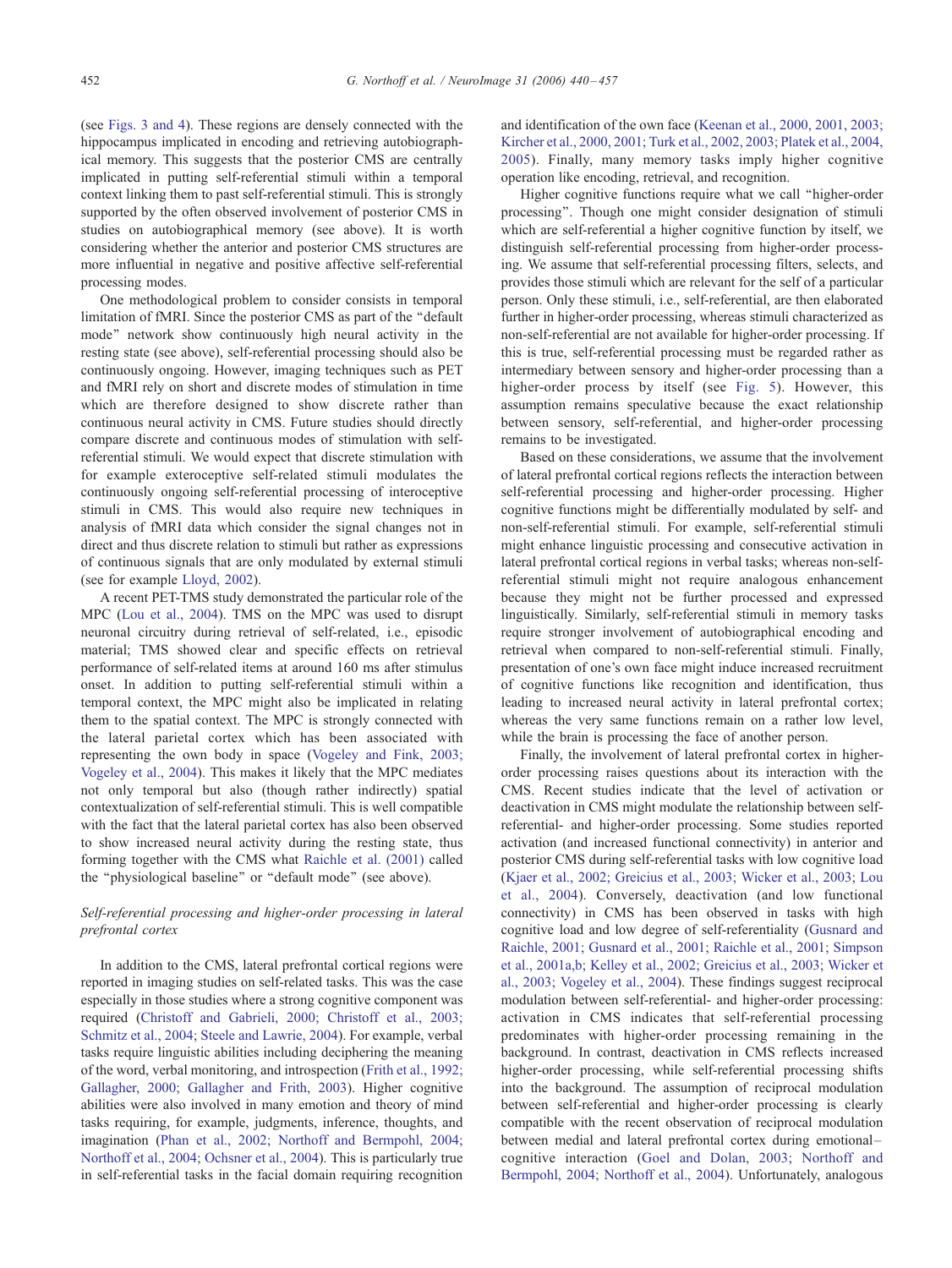(see Figs. 3 and 4). These regions are densely connected with the hippocampus implicated in encoding and retrieving autobiographical memory. This suggests that the posterior CMS are centrally implicated in putting self-referential stimuli within a temporal context linking them to past self-referential stimuli. This is strongly supported by the often observed involvement of posterior CMS in studies on autobiographical memory (see above). It is worth considering whether the anterior and posterior CMS structures are more influential in negative and positive affective self-referential processing modes.

One methodological problem to consider consists in temporal limitation of fMRI. Since the posterior CMS as part of the "default mode" network show continuously high neural activity in the resting state (see above), self-referential processing should also be continuously ongoing. However, imaging techniques such as PET and fMRI rely on short and discrete modes of stimulation in time which are therefore designed to show discrete rather than continuous neural activity in CMS. Future studies should directly compare discrete and continuous modes of stimulation with self-referential stimuli. We would expect that discrete stimulation with for example exteroceptive self-related stimuli modulates the continuously ongoing self-referential processing of interoceptive stimuli in CMS. This would also require new techniques in analysis of fMRI data which consider the signal changes not in direct and thus discrete relation to stimuli but rather as expressions of continuous signals that are only modulated by external stimuli (see for example Lloyd, 2002).

A recent PET-TMS study demonstrated the particular role of the MPC (Lou et al., 2004). TMS on the MPC was used to disrupt neuronal circuitry during retrieval of self-related, i.e., episodic material; TMS showed clear and specific effects on retrieval performance of self-related items at around 160 ms after stimulus onset. In addition to putting self-referential stimuli within a temporal context, the MPC might also be implicated in relating them to the spatial context. The MPC is strongly connected with the lateral parietal cortex which has been associated with representing the own body in space (Vogeley and Fink, 2003; Vogeley et al., 2004). This makes it likely that the MPC mediates not only temporal but also (though rather indirectly) spatial contextualization of self-referential stimuli. This is well compatible with the fact that the lateral parietal cortex has also been observed to show increased neural activity during the resting state, thus forming together with the CMS what Raichle et al. (2001) called the "physiological baseline" or "default mode" (see above).

### *Self-referential processing and higher-order processing in lateral prefrontal cortex*

In addition to the CMS, lateral prefrontal cortical regions were reported in imaging studies on self-related tasks. This was the case especially in those studies where a strong cognitive component was required (Christoff and Gabrieli, 2000; Christoff et al., 2003; Schmitz et al., 2004; Steele and Lawrie, 2004). For example, verbal tasks require linguistic abilities including deciphering the meaning of the word, verbal monitoring, and introspection (Frith et al., 1992; Gallagher, 2000; Gallagher and Frith, 2003). Higher cognitive abilities were also involved in many emotion and theory of mind tasks requiring, for example, judgments, inference, thoughts, and imagination (Phan et al., 2002; Northoff and Bermpohl, 2004; Northoff et al., 2004; Ochsner et al., 2004). This is particularly true in self-referential tasks in the facial domain requiring recognition and identification of the own face (Keenan et al., 2000, 2001, 2003; Kircher et al., 2000, 2001; Turk et al., 2002, 2003; Platek et al., 2004, 2005). Finally, many memory tasks imply higher cognitive operation like encoding, retrieval, and recognition.

Higher cognitive functions require what we call "higher-order processing". Though one might consider designation of stimuli which are self-referential a higher cognitive function by itself, we distinguish self-referential processing from higher-order processing. We assume that self-referential processing filters, selects, and provides those stimuli which are relevant for the self of a particular person. Only these stimuli, i.e., self-referential, are then elaborated further in higher-order processing, whereas stimuli characterized as non-self-referential are not available for higher-order processing. If this is true, self-referential processing must be regarded rather as intermediary between sensory and higher-order processing than a higher-order process by itself (see Fig. 5). However, this assumption remains speculative because the exact relationship between sensory, self-referential, and higher-order processing remains to be investigated.

Based on these considerations, we assume that the involvement of lateral prefrontal cortical regions reflects the interaction between self-referential processing and higher-order processing. Higher cognitive functions might be differentially modulated by self- and non-self-referential stimuli. For example, self-referential stimuli might enhance linguistic processing and consecutive activation in lateral prefrontal cortical regions in verbal tasks; whereas non-self-referential stimuli might not require analogous enhancement because they might not be further processed and expressed linguistically. Similarly, self-referential stimuli in memory tasks require stronger involvement of autobiographical encoding and retrieval when compared to non-self-referential stimuli. Finally, presentation of one's own face might induce increased recruitment of cognitive functions like recognition and identification, thus leading to increased neural activity in lateral prefrontal cortex; whereas the very same functions remain on a rather low level, while the brain is processing the face of another person.

Finally, the involvement of lateral prefrontal cortex in higher-order processing raises questions about its interaction with the CMS. Recent studies indicate that the level of activation or deactivation in CMS might modulate the relationship between self-referential- and higher-order processing. Some studies reported activation (and increased functional connectivity) in anterior and posterior CMS during self-referential tasks with low cognitive load (Kjaer et al., 2002; Greicius et al., 2003; Wicker et al., 2003; Lou et al., 2004). Conversely, deactivation (and low functional connectivity) in CMS has been observed in tasks with high cognitive load and low degree of self-referentiality (Gusnard and Raichle, 2001; Gusnard et al., 2001; Raichle et al., 2001; Simpson et al., 2001a,b; Kelley et al., 2002; Greicius et al., 2003; Wicker et al., 2003; Vogeley et al., 2004). These findings suggest reciprocal modulation between self-referential- and higher-order processing: activation in CMS indicates that self-referential processing predominates with higher-order processing remaining in the background. In contrast, deactivation in CMS reflects increased higher-order processing, while self-referential processing shifts into the background. The assumption of reciprocal modulation between self-referential and higher-order processing is clearly compatible with the recent observation of reciprocal modulation between medial and lateral prefrontal cortex during emotional–cognitive interaction (Goel and Dolan, 2003; Northoff and Bermpohl, 2004; Northoff et al., 2004). Unfortunately, analogous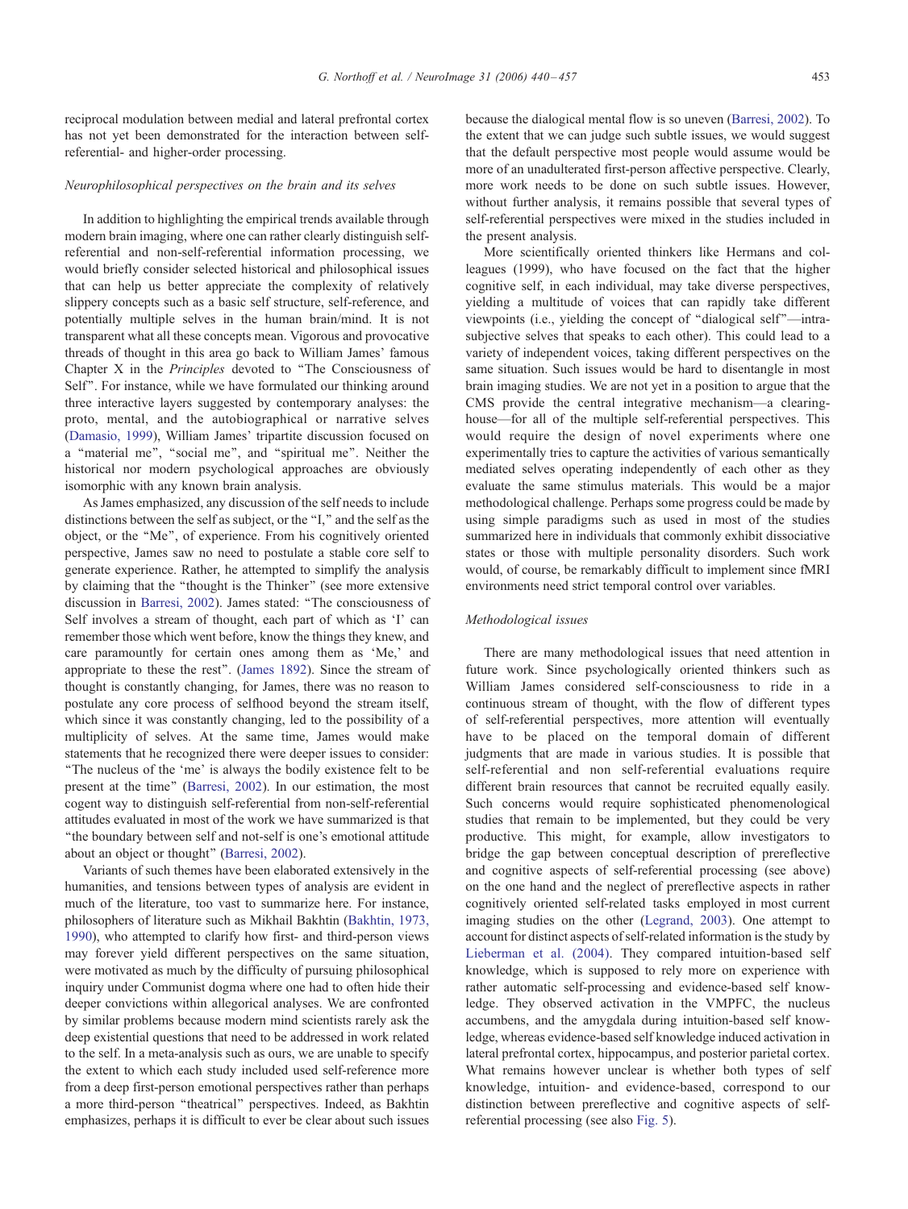reciprocal modulation between medial and lateral prefrontal cortex has not yet been demonstrated for the interaction between self-referential- and higher-order processing.

### Neurophilosophical perspectives on the brain and its selves

In addition to highlighting the empirical trends available through modern brain imaging, where one can rather clearly distinguish self-referential and non-self-referential information processing, we would briefly consider selected historical and philosophical issues that can help us better appreciate the complexity of relatively slippery concepts such as a basic self structure, self-reference, and potentially multiple selves in the human brain/mind. It is not transparent what all these concepts mean. Vigorous and provocative threads of thought in this area go back to William James' famous Chapter X in the *Principles* devoted to "The Consciousness of Self". For instance, while we have formulated our thinking around three interactive layers suggested by contemporary analyses: the proto, mental, and the autobiographical or narrative selves (Damasio, 1999), William James' tripartite discussion focused on a "material me", "social me", and "spiritual me". Neither the historical nor modern psychological approaches are obviously isomorphic with any known brain analysis.

As James emphasized, any discussion of the self needs to include distinctions between the self as subject, or the "I," and the self as the object, or the "Me", of experience. From his cognitively oriented perspective, James saw no need to postulate a stable core self to generate experience. Rather, he attempted to simplify the analysis by claiming that the "thought is the Thinker" (see more extensive discussion in Barresi, 2002). James stated: "The consciousness of Self involves a stream of thought, each part of which as 'I' can remember those which went before, know the things they knew, and care paramountly for certain ones among them as 'Me,' and appropriate to these the rest". (James 1892). Since the stream of thought is constantly changing, for James, there was no reason to postulate any core process of selfhood beyond the stream itself, which since it was constantly changing, led to the possibility of a multiplicity of selves. At the same time, James would make statements that he recognized there were deeper issues to consider: "The nucleus of the 'me' is always the bodily existence felt to be present at the time" (Barresi, 2002). In our estimation, the most cogent way to distinguish self-referential from non-self-referential attitudes evaluated in most of the work we have summarized is that "the boundary between self and not-self is one's emotional attitude about an object or thought" (Barresi, 2002).

Variants of such themes have been elaborated extensively in the humanities, and tensions between types of analysis are evident in much of the literature, too vast to summarize here. For instance, philosophers of literature such as Mikhail Bakhtin (Bakhtin, 1973, 1990), who attempted to clarify how first- and third-person views may forever yield different perspectives on the same situation, were motivated as much by the difficulty of pursuing philosophical inquiry under Communist dogma where one had to often hide their deeper convictions within allegorical analyses. We are confronted by similar problems because modern mind scientists rarely ask the deep existential questions that need to be addressed in work related to the self. In a meta-analysis such as ours, we are unable to specify the extent to which each study included used self-reference more from a deep first-person emotional perspectives rather than perhaps a more third-person "theatrical" perspectives. Indeed, as Bakhtin emphasizes, perhaps it is difficult to ever be clear about such issues because the dialogical mental flow is so uneven (Barresi, 2002). To the extent that we can judge such subtle issues, we would suggest that the default perspective most people would assume would be more of an unadulterated first-person affective perspective. Clearly, more work needs to be done on such subtle issues. However, without further analysis, it remains possible that several types of self-referential perspectives were mixed in the studies included in the present analysis.

More scientifically oriented thinkers like Hermans and colleagues (1999), who have focused on the fact that the higher cognitive self, in each individual, may take diverse perspectives, yielding a multitude of voices that can rapidly take different viewpoints (i.e., yielding the concept of "dialogical self"—intra-subjective selves that speaks to each other). This could lead to a variety of independent voices, taking different perspectives on the same situation. Such issues would be hard to disentangle in most brain imaging studies. We are not yet in a position to argue that the CMS provide the central integrative mechanism—a clearing-house—for all of the multiple self-referential perspectives. This would require the design of novel experiments where one experimentally tries to capture the activities of various semantically mediated selves operating independently of each other as they evaluate the same stimulus materials. This would be a major methodological challenge. Perhaps some progress could be made by using simple paradigms such as used in most of the studies summarized here in individuals that commonly exhibit dissociative states or those with multiple personality disorders. Such work would, of course, be remarkably difficult to implement since fMRI environments need strict temporal control over variables.

### Methodological issues

There are many methodological issues that need attention in future work. Since psychologically oriented thinkers such as William James considered self-consciousness to ride in a continuous stream of thought, with the flow of different types of self-referential perspectives, more attention will eventually have to be placed on the temporal domain of different judgments that are made in various studies. It is possible that self-referential and non self-referential evaluations require different brain resources that cannot be recruited equally easily. Such concerns would require sophisticated phenomenological studies that remain to be implemented, but they could be very productive. This might, for example, allow investigators to bridge the gap between conceptual description of prereflective and cognitive aspects of self-referential processing (see above) on the one hand and the neglect of prereflective aspects in rather cognitively oriented self-related tasks employed in most current imaging studies on the other (Legrand, 2003). One attempt to account for distinct aspects of self-related information is the study by Lieberman et al. (2004). They compared intuition-based self knowledge, which is supposed to rely more on experience with rather automatic self-processing and evidence-based self knowledge. They observed activation in the VMPFC, the nucleus accumbens, and the amygdala during intuition-based self knowledge, whereas evidence-based self knowledge induced activation in lateral prefrontal cortex, hippocampus, and posterior parietal cortex. What remains however unclear is whether both types of self knowledge, intuition- and evidence-based, correspond to our distinction between prereflective and cognitive aspects of self-referential processing (see also Fig. 5).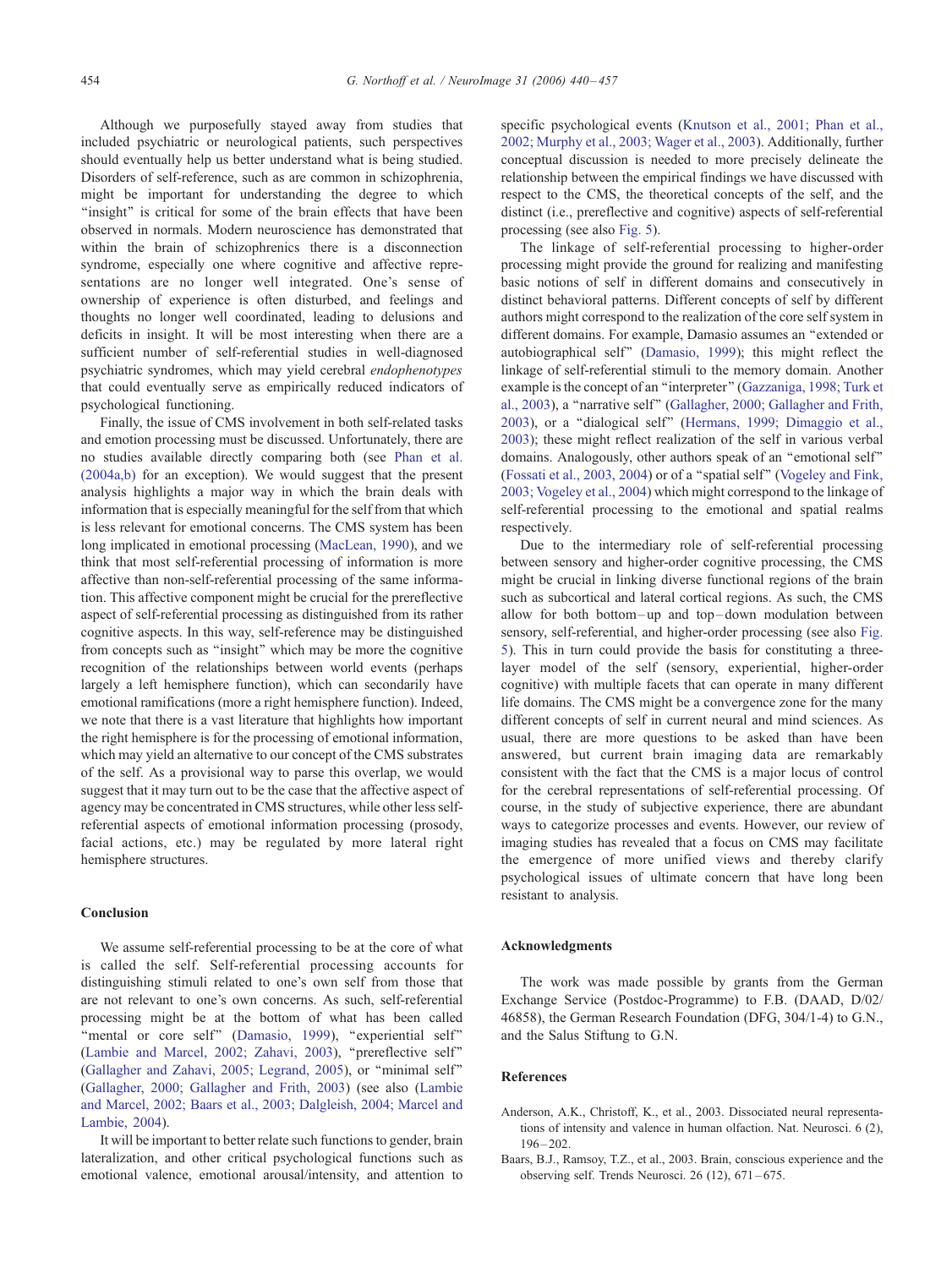Although we purposefully stayed away from studies that included psychiatric or neurological patients, such perspectives should eventually help us better understand what is being studied. Disorders of self-reference, such as are common in schizophrenia, might be important for understanding the degree to which "insight" is critical for some of the brain effects that have been observed in normals. Modern neuroscience has demonstrated that within the brain of schizophrenics there is a disconnection syndrome, especially one where cognitive and affective representations are no longer well integrated. One's sense of ownership of experience is often disturbed, and feelings and thoughts no longer well coordinated, leading to delusions and deficits in insight. It will be most interesting when there are a sufficient number of self-referential studies in well-diagnosed psychiatric syndromes, which may yield cerebral *endophenotypes* that could eventually serve as empirically reduced indicators of psychological functioning.

Finally, the issue of CMS involvement in both self-related tasks and emotion processing must be discussed. Unfortunately, there are no studies available directly comparing both (see Phan et al. (2004a,b) for an exception). We would suggest that the present analysis highlights a major way in which the brain deals with information that is especially meaningful for the self from that which is less relevant for emotional concerns. The CMS system has been long implicated in emotional processing (MacLean, 1990), and we think that most self-referential processing of information is more affective than non-self-referential processing of the same information. This affective component might be crucial for the prereflective aspect of self-referential processing as distinguished from its rather cognitive aspects. In this way, self-reference may be distinguished from concepts such as "insight" which may be more the cognitive recognition of the relationships between world events (perhaps largely a left hemisphere function), which can secondarily have emotional ramifications (more a right hemisphere function). Indeed, we note that there is a vast literature that highlights how important the right hemisphere is for the processing of emotional information, which may yield an alternative to our concept of the CMS substrates of the self. As a provisional way to parse this overlap, we would suggest that it may turn out to be the case that the affective aspect of agency may be concentrated in CMS structures, while other less self-referential aspects of emotional information processing (prosody, facial actions, etc.) may be regulated by more lateral right hemisphere structures.

## Conclusion

We assume self-referential processing to be at the core of what is called the self. Self-referential processing accounts for distinguishing stimuli related to one's own self from those that are not relevant to one's own concerns. As such, self-referential processing might be at the bottom of what has been called "mental or core self" (Damasio, 1999), "experiential self" (Lambie and Marcel, 2002; Zahavi, 2003), "prereflective self" (Gallagher and Zahavi, 2005; Legrand, 2005), or "minimal self" (Gallagher, 2000; Gallagher and Frith, 2003) (see also (Lambie and Marcel, 2002; Baars et al., 2003; Dalgleish, 2004; Marcel and Lambie, 2004).

It will be important to better relate such functions to gender, brain lateralization, and other critical psychological functions such as emotional valence, emotional arousal/intensity, and attention to specific psychological events (Knutson et al., 2001; Phan et al., 2002; Murphy et al., 2003; Wager et al., 2003). Additionally, further conceptual discussion is needed to more precisely delineate the relationship between the empirical findings we have discussed with respect to the CMS, the theoretical concepts of the self, and the distinct (i.e., prereflective and cognitive) aspects of self-referential processing (see also Fig. 5).

The linkage of self-referential processing to higher-order processing might provide the ground for realizing and manifesting basic notions of self in different domains and consecutively in distinct behavioral patterns. Different concepts of self by different authors might correspond to the realization of the core self system in different domains. For example, Damasio assumes an "extended or autobiographical self" (Damasio, 1999); this might reflect the linkage of self-referential stimuli to the memory domain. Another example is the concept of an "interpreter" (Gazzaniga, 1998; Turk et al., 2003), a "narrative self" (Gallagher, 2000; Gallagher and Frith, 2003), or a "dialogical self" (Hermans, 1999; Dimaggio et al., 2003); these might reflect realization of the self in various verbal domains. Analogously, other authors speak of an "emotional self" (Fossati et al., 2003, 2004) or of a "spatial self" (Vogeley and Fink, 2003; Vogeley et al., 2004) which might correspond to the linkage of self-referential processing to the emotional and spatial realms respectively.

Due to the intermediary role of self-referential processing between sensory and higher-order cognitive processing, the CMS might be crucial in linking diverse functional regions of the brain such as subcortical and lateral cortical regions. As such, the CMS allow for both bottom–up and top–down modulation between sensory, self-referential, and higher-order processing (see also Fig. 5). This in turn could provide the basis for constituting a three-layer model of the self (sensory, experiential, higher-order cognitive) with multiple facets that can operate in many different life domains. The CMS might be a convergence zone for the many different concepts of self in current neural and mind sciences. As usual, there are more questions to be asked than have been answered, but current brain imaging data are remarkably consistent with the fact that the CMS is a major locus of control for the cerebral representations of self-referential processing. Of course, in the study of subjective experience, there are abundant ways to categorize processes and events. However, our review of imaging studies has revealed that a focus on CMS may facilitate the emergence of more unified views and thereby clarify psychological issues of ultimate concern that have long been resistant to analysis.

## Acknowledgments

The work was made possible by grants from the German Exchange Service (Postdoc-Programme) to F.B. (DAAD, D/02/46858), the German Research Foundation (DFG, 304/1-4) to G.N., and the Salus Stiftung to G.N.

## References

Anderson, A.K., Christoff, K., et al., 2003. Dissociated neural representations of intensity and valence in human olfaction. Nat. Neurosci. 6 (2), 196–202.

Baars, B.J., Ramsoy, T.Z., et al., 2003. Brain, conscious experience and the observing self. Trends Neurosci. 26 (12), 671–675.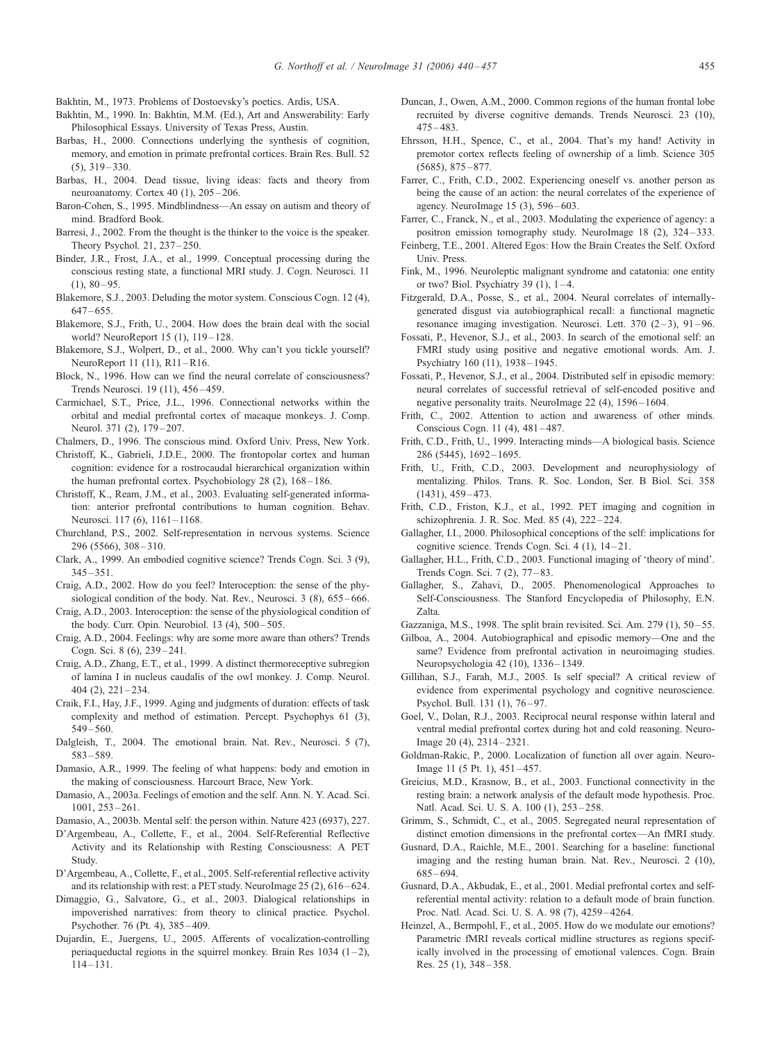Bakhtin, M., 1973. Problems of Dostoevsky's poetics. Ardis, USA.

Bakhtin, M., 1990. In: Bakhtin, M.M. (Ed.), Art and Answerability: Early Philosophical Essays. University of Texas Press, Austin.

Barbas, H., 2000. Connections underlying the synthesis of cognition, memory, and emotion in primate prefrontal cortices. Brain Res. Bull. 52 (5), 319–330.

Barbas, H., 2004. Dead tissue, living ideas: facts and theory from neuroanatomy. Cortex 40 (1), 205–206.

Baron-Cohen, S., 1995. Mindblindness—An essay on autism and theory of mind. Bradford Book.

Barresi, J., 2002. From the thought is the thinker to the voice is the speaker. Theory Psychol. 21, 237–250.

Binder, J.R., Frost, J.A., et al., 1999. Conceptual processing during the conscious resting state, a functional MRI study. J. Cogn. Neurosci. 11 (1), 80–95.

Blakemore, S.J., 2003. Deluding the motor system. Conscious Cogn. 12 (4), 647–655.

Blakemore, S.J., Frith, U., 2004. How does the brain deal with the social world? NeuroReport 15 (1), 119–128.

Blakemore, S.J., Wolpert, D., et al., 2000. Why can't you tickle yourself? NeuroReport 11 (11), R11–R16.

Block, N., 1996. How can we find the neural correlate of consciousness? Trends Neurosci. 19 (11), 456–459.

Carmichael, S.T., Price, J.L., 1996. Connectional networks within the orbital and medial prefrontal cortex of macaque monkeys. J. Comp. Neurol. 371 (2), 179–207.

Chalmers, D., 1996. The conscious mind. Oxford Univ. Press, New York.

Christoff, K., Gabrieli, J.D.E., 2000. The frontopolar cortex and human cognition: evidence for a rostrocaudal hierarchical organization within the human prefrontal cortex. Psychobiology 28 (2), 168–186.

Christoff, K., Ream, J.M., et al., 2003. Evaluating self-generated information: anterior prefrontal contributions to human cognition. Behav. Neurosci. 117 (6), 1161–1168.

Churchland, P.S., 2002. Self-representation in nervous systems. Science 296 (5566), 308–310.

Clark, A., 1999. An embodied cognitive science? Trends Cogn. Sci. 3 (9), 345–351.

Craig, A.D., 2002. How do you feel? Interoception: the sense of the physiological condition of the body. Nat. Rev., Neurosci. 3 (8), 655–666.

Craig, A.D., 2003. Interoception: the sense of the physiological condition of the body. Curr. Opin. Neurobiol. 13 (4), 500–505.

Craig, A.D., 2004. Feelings: why are some more aware than others? Trends Cogn. Sci. 8 (6), 239–241.

Craig, A.D., Zhang, E.T., et al., 1999. A distinct thermoreceptive subregion of lamina I in nucleus caudalis of the owl monkey. J. Comp. Neurol. 404 (2), 221–234.

Craik, F.I., Hay, J.F., 1999. Aging and judgments of duration: effects of task complexity and method of estimation. Percept. Psychophys 61 (3), 549–560.

Dalgleish, T., 2004. The emotional brain. Nat. Rev., Neurosci. 5 (7), 583–589.

Damasio, A.R., 1999. The feeling of what happens: body and emotion in the making of consciousness. Harcourt Brace, New York.

Damasio, A., 2003a. Feelings of emotion and the self. Ann. N. Y. Acad. Sci. 1001, 253–261.

Damasio, A., 2003b. Mental self: the person within. Nature 423 (6937), 227.

D'Argembeau, A., Collette, F., et al., 2004. Self-Referential Reflective Activity and its Relationship with Resting Consciousness: A PET Study.

D'Argembeau, A., Collette, F., et al., 2005. Self-referential reflective activity and its relationship with rest: a PET study. NeuroImage 25 (2), 616–624.

Dimaggio, G., Salvatore, G., et al., 2003. Dialogical relationships in impoverished narratives: from theory to clinical practice. Psychol. Psychother. 76 (Pt. 4), 385–409.

Dujardin, E., Juergens, U., 2005. Afferents of vocalization-controlling periaqueductal regions in the squirrel monkey. Brain Res 1034 (1–2), 114–131.

Duncan, J., Owen, A.M., 2000. Common regions of the human frontal lobe recruited by diverse cognitive demands. Trends Neurosci. 23 (10), 475–483.

Ehrsson, H.H., Spence, C., et al., 2004. That's my hand! Activity in premotor cortex reflects feeling of ownership of a limb. Science 305 (5685), 875–877.

Farrer, C., Frith, C.D., 2002. Experiencing oneself vs. another person as being the cause of an action: the neural correlates of the experience of agency. NeuroImage 15 (3), 596–603.

Farrer, C., Franck, N., et al., 2003. Modulating the experience of agency: a positron emission tomography study. NeuroImage 18 (2), 324–333.

Feinberg, T.E., 2001. Altered Egos: How the Brain Creates the Self. Oxford Univ. Press.

Fink, M., 1996. Neuroleptic malignant syndrome and catatonia: one entity or two? Biol. Psychiatry 39 (1), 1–4.

Fitzgerald, D.A., Posse, S., et al., 2004. Neural correlates of internally-generated disgust via autobiographical recall: a functional magnetic resonance imaging investigation. Neurosci. Lett. 370 (2–3), 91–96.

Fossati, P., Hevenor, S.J., et al., 2003. In search of the emotional self: an FMRI study using positive and negative emotional words. Am. J. Psychiatry 160 (11), 1938–1945.

Fossati, P., Hevenor, S.J., et al., 2004. Distributed self in episodic memory: neural correlates of successful retrieval of self-encoded positive and negative personality traits. NeuroImage 22 (4), 1596–1604.

Frith, C., 2002. Attention to action and awareness of other minds. Conscious Cogn. 11 (4), 481–487.

Frith, C.D., Frith, U., 1999. Interacting minds—A biological basis. Science 286 (5445), 1692–1695.

Frith, U., Frith, C.D., 2003. Development and neurophysiology of mentalizing. Philos. Trans. R. Soc. London, Ser. B Biol. Sci. 358 (1431), 459–473.

Frith, C.D., Friston, K.J., et al., 1992. PET imaging and cognition in schizophrenia. J. R. Soc. Med. 85 (4), 222–224.

Gallagher, I.I., 2000. Philosophical conceptions of the self: implications for cognitive science. Trends Cogn. Sci. 4 (1), 14–21.

Gallagher, H.L., Frith, C.D., 2003. Functional imaging of 'theory of mind'. Trends Cogn. Sci. 7 (2), 77–83.

Gallagher, S., Zahavi, D., 2005. Phenomenological Approaches to Self-Consciousness. The Stanford Encyclopedia of Philosophy, E.N. Zalta.

Gazzaniga, M.S., 1998. The split brain revisited. Sci. Am. 279 (1), 50–55.

Gilboa, A., 2004. Autobiographical and episodic memory—One and the same? Evidence from prefrontal activation in neuroimaging studies. Neuropsychologia 42 (10), 1336–1349.

Gillihan, S.J., Farah, M.J., 2005. Is self special? A critical review of evidence from experimental psychology and cognitive neuroscience. Psychol. Bull. 131 (1), 76–97.

Goel, V., Dolan, R.J., 2003. Reciprocal neural response within lateral and ventral medial prefrontal cortex during hot and cold reasoning. NeuroImage 20 (4), 2314–2321.

Goldman-Rakic, P., 2000. Localization of function all over again. NeuroImage 11 (5 Pt. 1), 451–457.

Greicius, M.D., Krasnow, B., et al., 2003. Functional connectivity in the resting brain: a network analysis of the default mode hypothesis. Proc. Natl. Acad. Sci. U. S. A. 100 (1), 253–258.

Grimm, S., Schmidt, C., et al., 2005. Segregated neural representation of distinct emotion dimensions in the prefrontal cortex—An fMRI study.

Gusnard, D.A., Raichle, M.E., 2001. Searching for a baseline: functional imaging and the resting human brain. Nat. Rev., Neurosci. 2 (10), 685–694.

Gusnard, D.A., Akbudak, E., et al., 2001. Medial prefrontal cortex and self-referential mental activity: relation to a default mode of brain function. Proc. Natl. Acad. Sci. U. S. A. 98 (7), 4259–4264.

Heinzel, A., Bermpohl, F., et al., 2005. How do we modulate our emotions? Parametric fMRI reveals cortical midline structures as regions specifically involved in the processing of emotional valences. Cogn. Brain Res. 25 (1), 348–358.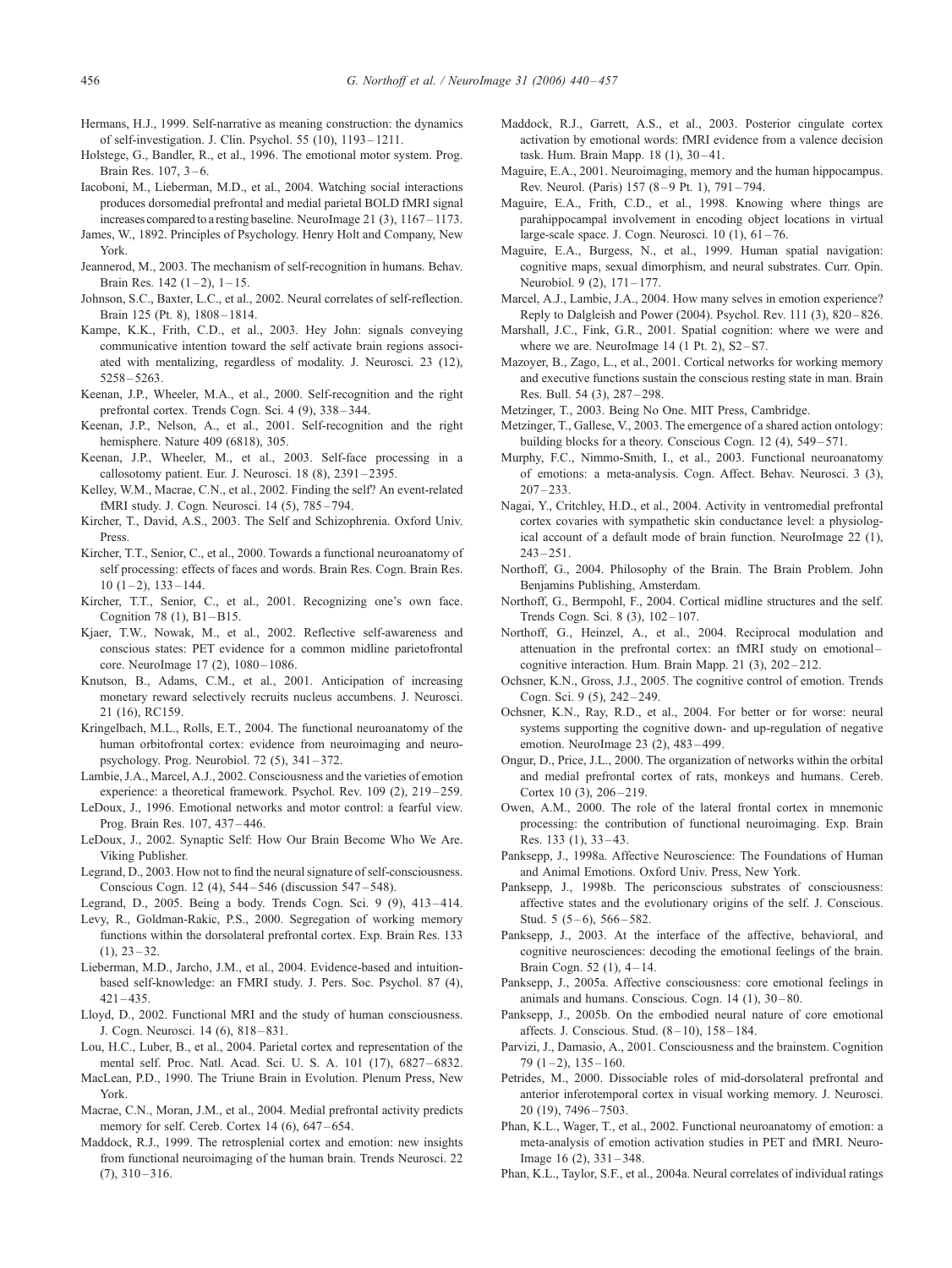Hermans, H.J., 1999. Self-narrative as meaning construction: the dynamics of self-investigation. J. Clin. Psychol. 55 (10), 1193–1211.

Holstege, G., Bandler, R., et al., 1996. The emotional motor system. Prog. Brain Res. 107, 3–6.

Iacoboni, M., Lieberman, M.D., et al., 2004. Watching social interactions produces dorsomedial prefrontal and medial parietal BOLD fMRI signal increases compared to a resting baseline. NeuroImage 21 (3), 1167–1173.

James, W., 1892. Principles of Psychology. Henry Holt and Company, New York.

Jeannerod, M., 2003. The mechanism of self-recognition in humans. Behav. Brain Res. 142 (1–2), 1–15.

Johnson, S.C., Baxter, L.C., et al., 2002. Neural correlates of self-reflection. Brain 125 (Pt. 8), 1808–1814.

Kampe, K.K., Frith, C.D., et al., 2003. Hey John: signals conveying communicative intention toward the self activate brain regions associated with mentalizing, regardless of modality. J. Neurosci. 23 (12), 5258–5263.

Keenan, J.P., Wheeler, M.A., et al., 2000. Self-recognition and the right prefrontal cortex. Trends Cogn. Sci. 4 (9), 338–344.

Keenan, J.P., Nelson, A., et al., 2001. Self-recognition and the right hemisphere. Nature 409 (6818), 305.

Keenan, J.P., Wheeler, M., et al., 2003. Self-face processing in a callosotomy patient. Eur. J. Neurosci. 18 (8), 2391–2395.

Kelley, W.M., Macrae, C.N., et al., 2002. Finding the self? An event-related fMRI study. J. Cogn. Neurosci. 14 (5), 785–794.

Kircher, T., David, A.S., 2003. The Self and Schizophrenia. Oxford Univ. Press.

Kircher, T.T., Senior, C., et al., 2000. Towards a functional neuroanatomy of self processing: effects of faces and words. Brain Res. Cogn. Brain Res. 10 (1–2), 133–144.

Kircher, T.T., Senior, C., et al., 2001. Recognizing one's own face. Cognition 78 (1), B1–B15.

Kjaer, T.W., Nowak, M., et al., 2002. Reflective self-awareness and conscious states: PET evidence for a common midline parietofrontal core. NeuroImage 17 (2), 1080–1086.

Knutson, B., Adams, C.M., et al., 2001. Anticipation of increasing monetary reward selectively recruits nucleus accumbens. J. Neurosci. 21 (16), RC159.

Kringelbach, M.L., Rolls, E.T., 2004. The functional neuroanatomy of the human orbitofrontal cortex: evidence from neuroimaging and neuropsychology. Prog. Neurobiol. 72 (5), 341–372.

Lambie, J.A., Marcel, A.J., 2002. Consciousness and the varieties of emotion experience: a theoretical framework. Psychol. Rev. 109 (2), 219–259.

LeDoux, J., 1996. Emotional networks and motor control: a fearful view. Prog. Brain Res. 107, 437–446.

LeDoux, J., 2002. Synaptic Self: How Our Brain Become Who We Are. Viking Publisher.

Legrand, D., 2003. How not to find the neural signature of self-consciousness. Conscious Cogn. 12 (4), 544–546 (discussion 547–548).

Legrand, D., 2005. Being a body. Trends Cogn. Sci. 9 (9), 413–414.

Levy, R., Goldman-Rakic, P.S., 2000. Segregation of working memory functions within the dorsolateral prefrontal cortex. Exp. Brain Res. 133 (1), 23–32.

Lieberman, M.D., Jarcho, J.M., et al., 2004. Evidence-based and intuition-based self-knowledge: an FMRI study. J. Pers. Soc. Psychol. 87 (4), 421–435.

Lloyd, D., 2002. Functional MRI and the study of human consciousness. J. Cogn. Neurosci. 14 (6), 818–831.

Lou, H.C., Luber, B., et al., 2004. Parietal cortex and representation of the mental self. Proc. Natl. Acad. Sci. U. S. A. 101 (17), 6827–6832.

MacLean, P.D., 1990. The Triune Brain in Evolution. Plenum Press, New York.

Macrae, C.N., Moran, J.M., et al., 2004. Medial prefrontal activity predicts memory for self. Cereb. Cortex 14 (6), 647–654.

Maddock, R.J., 1999. The retrosplenial cortex and emotion: new insights from functional neuroimaging of the human brain. Trends Neurosci. 22 (7), 310–316.

Maddock, R.J., Garrett, A.S., et al., 2003. Posterior cingulate cortex activation by emotional words: fMRI evidence from a valence decision task. Hum. Brain Mapp. 18 (1), 30–41.

Maguire, E.A., 2001. Neuroimaging, memory and the human hippocampus. Rev. Neurol. (Paris) 157 (8–9 Pt. 1), 791–794.

Maguire, E.A., Frith, C.D., et al., 1998. Knowing where things are parahippocampal involvement in encoding object locations in virtual large-scale space. J. Cogn. Neurosci. 10 (1), 61–76.

Maguire, E.A., Burgess, N., et al., 1999. Human spatial navigation: cognitive maps, sexual dimorphism, and neural substrates. Curr. Opin. Neurobiol. 9 (2), 171–177.

Marcel, A.J., Lambie, J.A., 2004. How many selves in emotion experience? Reply to Dalgleish and Power (2004). Psychol. Rev. 111 (3), 820–826.

Marshall, J.C., Fink, G.R., 2001. Spatial cognition: where we were and where we are. NeuroImage 14 (1 Pt. 2), S2–S7.

Mazoyer, B., Zago, L., et al., 2001. Cortical networks for working memory and executive functions sustain the conscious resting state in man. Brain Res. Bull. 54 (3), 287–298.

Metzinger, T., 2003. Being No One. MIT Press, Cambridge.

Metzinger, T., Gallese, V., 2003. The emergence of a shared action ontology: building blocks for a theory. Conscious Cogn. 12 (4), 549–571.

Murphy, F.C., Nimmo-Smith, I., et al., 2003. Functional neuroanatomy of emotions: a meta-analysis. Cogn. Affect. Behav. Neurosci. 3 (3), 207–233.

Nagai, Y., Critchley, H.D., et al., 2004. Activity in ventromedial prefrontal cortex covaries with sympathetic skin conductance level: a physiological account of a default mode of brain function. NeuroImage 22 (1), 243–251.

Northoff, G., 2004. Philosophy of the Brain. The Brain Problem. John Benjamins Publishing, Amsterdam.

Northoff, G., Bermpohl, F., 2004. Cortical midline structures and the self. Trends Cogn. Sci. 8 (3), 102–107.

Northoff, G., Heinzel, A., et al., 2004. Reciprocal modulation and attenuation in the prefrontal cortex: an fMRI study on emotional–cognitive interaction. Hum. Brain Mapp. 21 (3), 202–212.

Ochsner, K.N., Gross, J.J., 2005. The cognitive control of emotion. Trends Cogn. Sci. 9 (5), 242–249.

Ochsner, K.N., Ray, R.D., et al., 2004. For better or for worse: neural systems supporting the cognitive down- and up-regulation of negative emotion. NeuroImage 23 (2), 483–499.

Ongur, D., Price, J.L., 2000. The organization of networks within the orbital and medial prefrontal cortex of rats, monkeys and humans. Cereb. Cortex 10 (3), 206–219.

Owen, A.M., 2000. The role of the lateral frontal cortex in mnemonic processing: the contribution of functional neuroimaging. Exp. Brain Res. 133 (1), 33–43.

Panksepp, J., 1998a. Affective Neuroscience: The Foundations of Human and Animal Emotions. Oxford Univ. Press, New York.

Panksepp, J., 1998b. The periconscious substrates of consciousness: affective states and the evolutionary origins of the self. J. Conscious. Stud. 5 (5–6), 566–582.

Panksepp, J., 2003. At the interface of the affective, behavioral, and cognitive neurosciences: decoding the emotional feelings of the brain. Brain Cogn. 52 (1), 4–14.

Panksepp, J., 2005a. Affective consciousness: core emotional feelings in animals and humans. Conscious. Cogn. 14 (1), 30–80.

Panksepp, J., 2005b. On the embodied neural nature of core emotional affects. J. Conscious. Stud. (8–10), 158–184.

Parvizi, J., Damasio, A., 2001. Consciousness and the brainstem. Cognition 79 (1–2), 135–160.

Petrides, M., 2000. Dissociable roles of mid-dorsolateral prefrontal and anterior inferotemporal cortex in visual working memory. J. Neurosci. 20 (19), 7496–7503.

Phan, K.L., Wager, T., et al., 2002. Functional neuroanatomy of emotion: a meta-analysis of emotion activation studies in PET and fMRI. NeuroImage 16 (2), 331–348.

Phan, K.L., Taylor, S.F., et al., 2004a. Neural correlates of individual ratings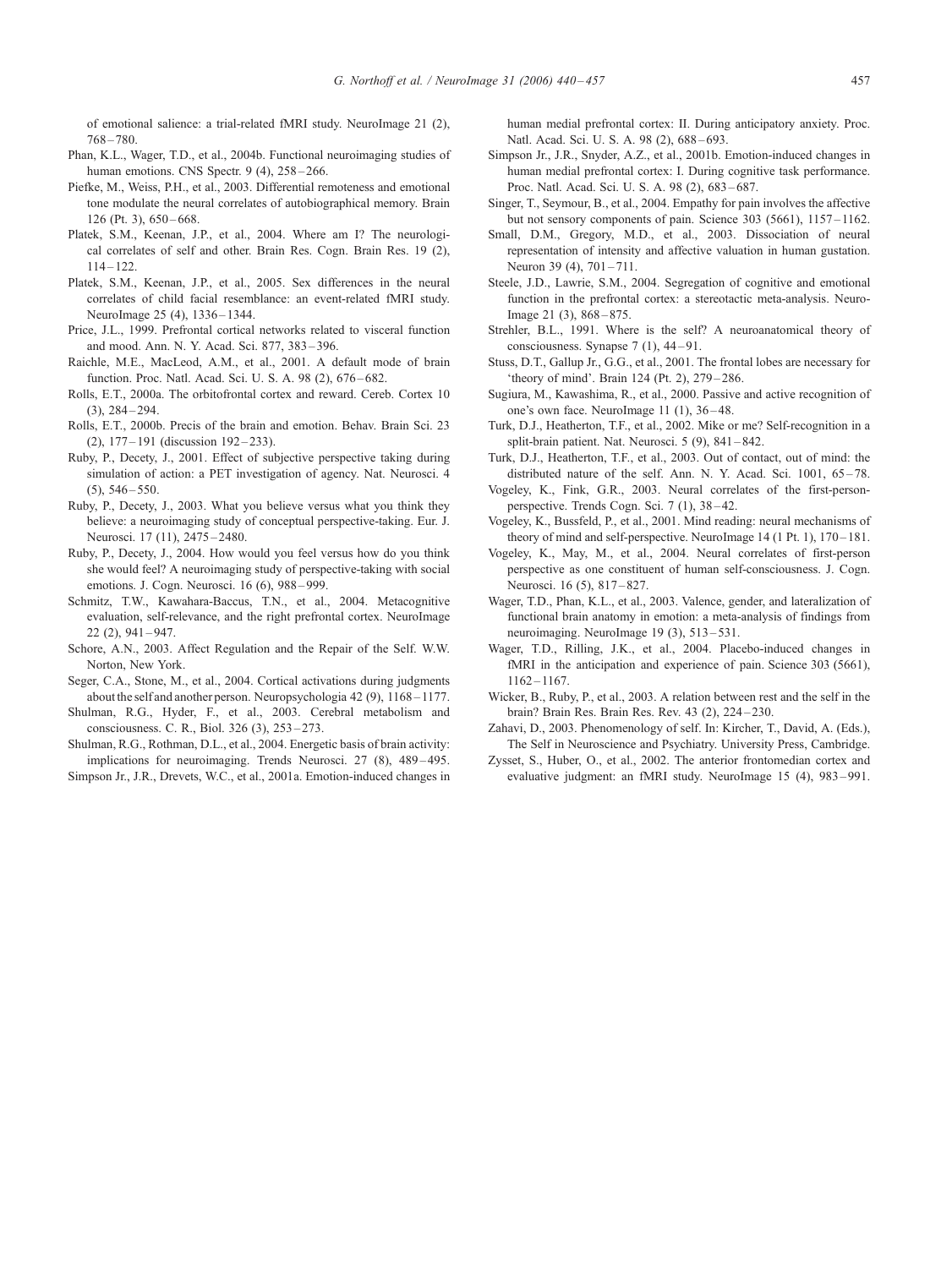of emotional salience: a trial-related fMRI study. NeuroImage 21 (2), 768–780.

Phan, K.L., Wager, T.D., et al., 2004b. Functional neuroimaging studies of human emotions. CNS Spectr. 9 (4), 258–266.

Piefke, M., Weiss, P.H., et al., 2003. Differential remoteness and emotional tone modulate the neural correlates of autobiographical memory. Brain 126 (Pt. 3), 650–668.

Platek, S.M., Keenan, J.P., et al., 2004. Where am I? The neurological correlates of self and other. Brain Res. Cogn. Brain Res. 19 (2), 114–122.

Platek, S.M., Keenan, J.P., et al., 2005. Sex differences in the neural correlates of child facial resemblance: an event-related fMRI study. NeuroImage 25 (4), 1336–1344.

Price, J.L., 1999. Prefrontal cortical networks related to visceral function and mood. Ann. N. Y. Acad. Sci. 877, 383–396.

Raichle, M.E., MacLeod, A.M., et al., 2001. A default mode of brain function. Proc. Natl. Acad. Sci. U. S. A. 98 (2), 676–682.

Rolls, E.T., 2000a. The orbitofrontal cortex and reward. Cereb. Cortex 10 (3), 284–294.

Rolls, E.T., 2000b. Precis of the brain and emotion. Behav. Brain Sci. 23 (2), 177–191 (discussion 192–233).

Ruby, P., Decety, J., 2001. Effect of subjective perspective taking during simulation of action: a PET investigation of agency. Nat. Neurosci. 4 (5), 546–550.

Ruby, P., Decety, J., 2003. What you believe versus what you think they believe: a neuroimaging study of conceptual perspective-taking. Eur. J. Neurosci. 17 (11), 2475–2480.

Ruby, P., Decety, J., 2004. How would you feel versus how do you think she would feel? A neuroimaging study of perspective-taking with social emotions. J. Cogn. Neurosci. 16 (6), 988–999.

Schmitz, T.W., Kawahara-Baccus, T.N., et al., 2004. Metacognitive evaluation, self-relevance, and the right prefrontal cortex. NeuroImage 22 (2), 941–947.

Schore, A.N., 2003. Affect Regulation and the Repair of the Self. W.W. Norton, New York.

Seger, C.A., Stone, M., et al., 2004. Cortical activations during judgments about the self and another person. Neuropsychologia 42 (9), 1168–1177.

Shulman, R.G., Hyder, F., et al., 2003. Cerebral metabolism and consciousness. C. R., Biol. 326 (3), 253–273.

Shulman, R.G., Rothman, D.L., et al., 2004. Energetic basis of brain activity: implications for neuroimaging. Trends Neurosci. 27 (8), 489–495.

Simpson Jr., J.R., Drevets, W.C., et al., 2001a. Emotion-induced changes in human medial prefrontal cortex: II. During anticipatory anxiety. Proc. Natl. Acad. Sci. U. S. A. 98 (2), 688–693.

Simpson Jr., J.R., Snyder, A.Z., et al., 2001b. Emotion-induced changes in human medial prefrontal cortex: I. During cognitive task performance. Proc. Natl. Acad. Sci. U. S. A. 98 (2), 683–687.

Singer, T., Seymour, B., et al., 2004. Empathy for pain involves the affective but not sensory components of pain. Science 303 (5661), 1157–1162.

Small, D.M., Gregory, M.D., et al., 2003. Dissociation of neural representation of intensity and affective valuation in human gustation. Neuron 39 (4), 701–711.

Steele, J.D., Lawrie, S.M., 2004. Segregation of cognitive and emotional function in the prefrontal cortex: a stereotactic meta-analysis. NeuroImage 21 (3), 868–875.

Strehler, B.L., 1991. Where is the self? A neuroanatomical theory of consciousness. Synapse 7 (1), 44–91.

Stuss, D.T., Gallup Jr., G.G., et al., 2001. The frontal lobes are necessary for 'theory of mind'. Brain 124 (Pt. 2), 279–286.

Sugiura, M., Kawashima, R., et al., 2000. Passive and active recognition of one's own face. NeuroImage 11 (1), 36–48.

Turk, D.J., Heatherton, T.F., et al., 2002. Mike or me? Self-recognition in a split-brain patient. Nat. Neurosci. 5 (9), 841–842.

Turk, D.J., Heatherton, T.F., et al., 2003. Out of contact, out of mind: the distributed nature of the self. Ann. N. Y. Acad. Sci. 1001, 65–78.

Vogeley, K., Fink, G.R., 2003. Neural correlates of the first-person-perspective. Trends Cogn. Sci. 7 (1), 38–42.

Vogeley, K., Bussfeld, P., et al., 2001. Mind reading: neural mechanisms of theory of mind and self-perspective. NeuroImage 14 (1 Pt. 1), 170–181.

Vogeley, K., May, M., et al., 2004. Neural correlates of first-person perspective as one constituent of human self-consciousness. J. Cogn. Neurosci. 16 (5), 817–827.

Wager, T.D., Phan, K.L., et al., 2003. Valence, gender, and lateralization of functional brain anatomy in emotion: a meta-analysis of findings from neuroimaging. NeuroImage 19 (3), 513–531.

Wager, T.D., Rilling, J.K., et al., 2004. Placebo-induced changes in fMRI in the anticipation and experience of pain. Science 303 (5661), 1162–1167.

Wicker, B., Ruby, P., et al., 2003. A relation between rest and the self in the brain? Brain Res. Brain Res. Rev. 43 (2), 224–230.

Zahavi, D., 2003. Phenomenology of self. In: Kircher, T., David, A. (Eds.), The Self in Neuroscience and Psychiatry. University Press, Cambridge.

Zysset, S., Huber, O., et al., 2002. The anterior frontomedian cortex and evaluative judgment: an fMRI study. NeuroImage 15 (4), 983–991.